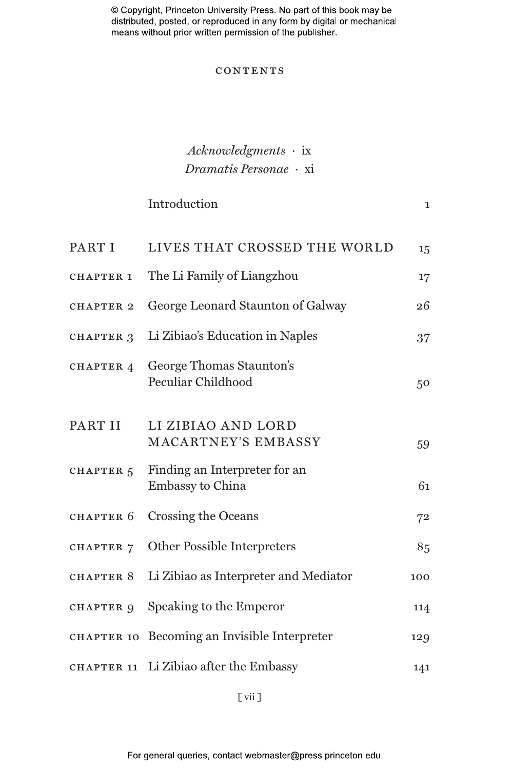# CONTENTS

*Acknowledgments* · ix

*Dramatis Personae* · xi

| | | |
|---|---|---|
| | Introduction | 1 |
| PART I | LIVES THAT CROSSED THE WORLD | 15 |
| CHAPTER 1 | The Li Family of Liangzhou | 17 |
| CHAPTER 2 | George Leonard Staunton of Galway | 26 |
| CHAPTER 3 | Li Zibiao's Education in Naples | 37 |
| CHAPTER 4 | George Thomas Staunton's Peculiar Childhood | 50 |
| PART II | LI ZIBIAO AND LORD MACARTNEY'S EMBASSY | 59 |
| CHAPTER 5 | Finding an Interpreter for an Embassy to China | 61 |
| CHAPTER 6 | Crossing the Oceans | 72 |
| CHAPTER 7 | Other Possible Interpreters | 85 |
| CHAPTER 8 | Li Zibiao as Interpreter and Mediator | 100 |
| CHAPTER 9 | Speaking to the Emperor | 114 |
| CHAPTER 10 | Becoming an Invisible Interpreter | 129 |
| CHAPTER 11 | Li Zibiao after the Embassy | 141 |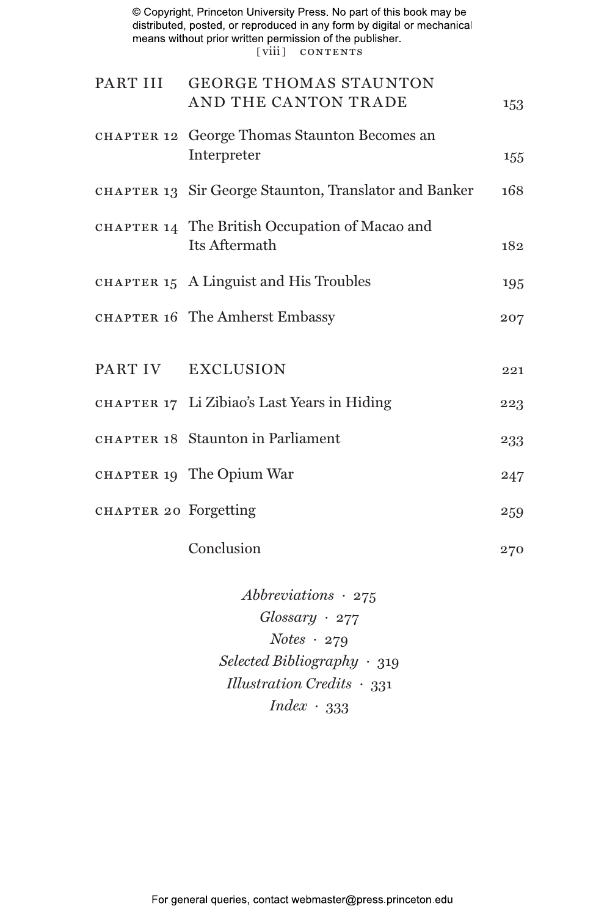| | | |
|---|---|---|
| PART III | GEORGE THOMAS STAUNTON AND THE CANTON TRADE | 153 |
| CHAPTER 12 | George Thomas Staunton Becomes an Interpreter | 155 |
| CHAPTER 13 | Sir George Staunton, Translator and Banker | 168 |
| CHAPTER 14 | The British Occupation of Macao and Its Aftermath | 182 |
| CHAPTER 15 | A Linguist and His Troubles | 195 |
| CHAPTER 16 | The Amherst Embassy | 207 |
| PART IV | EXCLUSION | 221 |
| CHAPTER 17 | Li Zibiao's Last Years in Hiding | 223 |
| CHAPTER 18 | Staunton in Parliament | 233 |
| CHAPTER 19 | The Opium War | 247 |
| CHAPTER 20 | Forgetting | 259 |
| | Conclusion | 270 |

*Abbreviations* · 275
*Glossary* · 277
*Notes* · 279
*Selected Bibliography* · 319
*Illustration Credits* · 331
*Index* · 333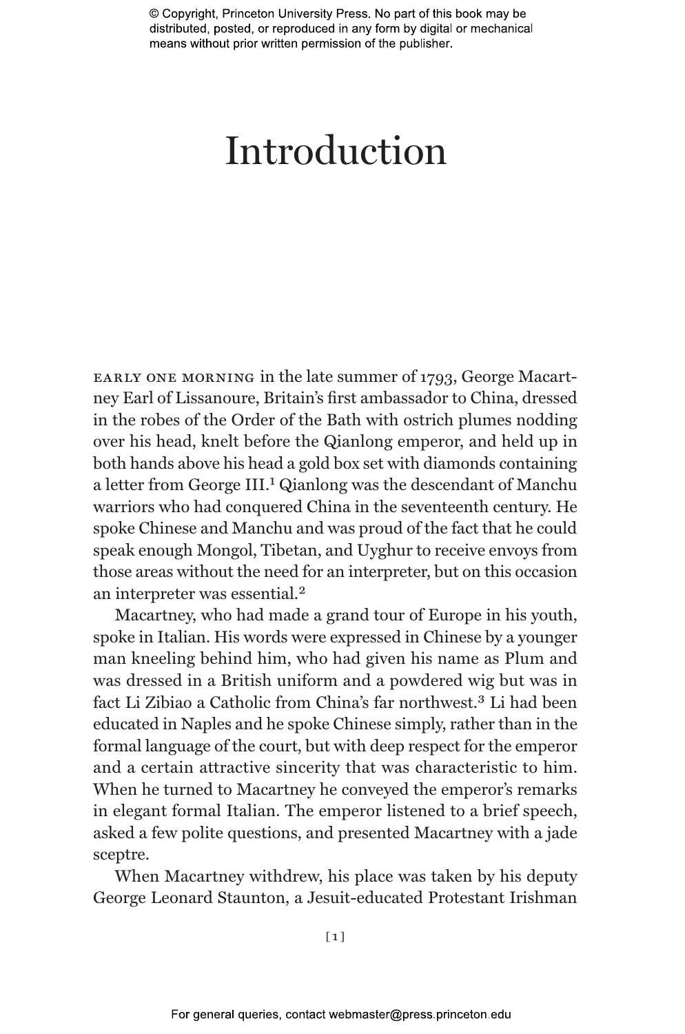# Introduction

EARLY ONE MORNING in the late summer of 1793, George Macartney Earl of Lissanoure, Britain's first ambassador to China, dressed in the robes of the Order of the Bath with ostrich plumes nodding over his head, knelt before the Qianlong emperor, and held up in both hands above his head a gold box set with diamonds containing a letter from George III.[1] Qianlong was the descendant of Manchu warriors who had conquered China in the seventeenth century. He spoke Chinese and Manchu and was proud of the fact that he could speak enough Mongol, Tibetan, and Uyghur to receive envoys from those areas without the need for an interpreter, but on this occasion an interpreter was essential.[2]

Macartney, who had made a grand tour of Europe in his youth, spoke in Italian. His words were expressed in Chinese by a younger man kneeling behind him, who had given his name as Plum and was dressed in a British uniform and a powdered wig but was in fact Li Zibiao a Catholic from China's far northwest.[3] Li had been educated in Naples and he spoke Chinese simply, rather than in the formal language of the court, but with deep respect for the emperor and a certain attractive sincerity that was characteristic to him. When he turned to Macartney he conveyed the emperor's remarks in elegant formal Italian. The emperor listened to a brief speech, asked a few polite questions, and presented Macartney with a jade sceptre.

When Macartney withdrew, his place was taken by his deputy George Leonard Staunton, a Jesuit-educated Protestant Irishman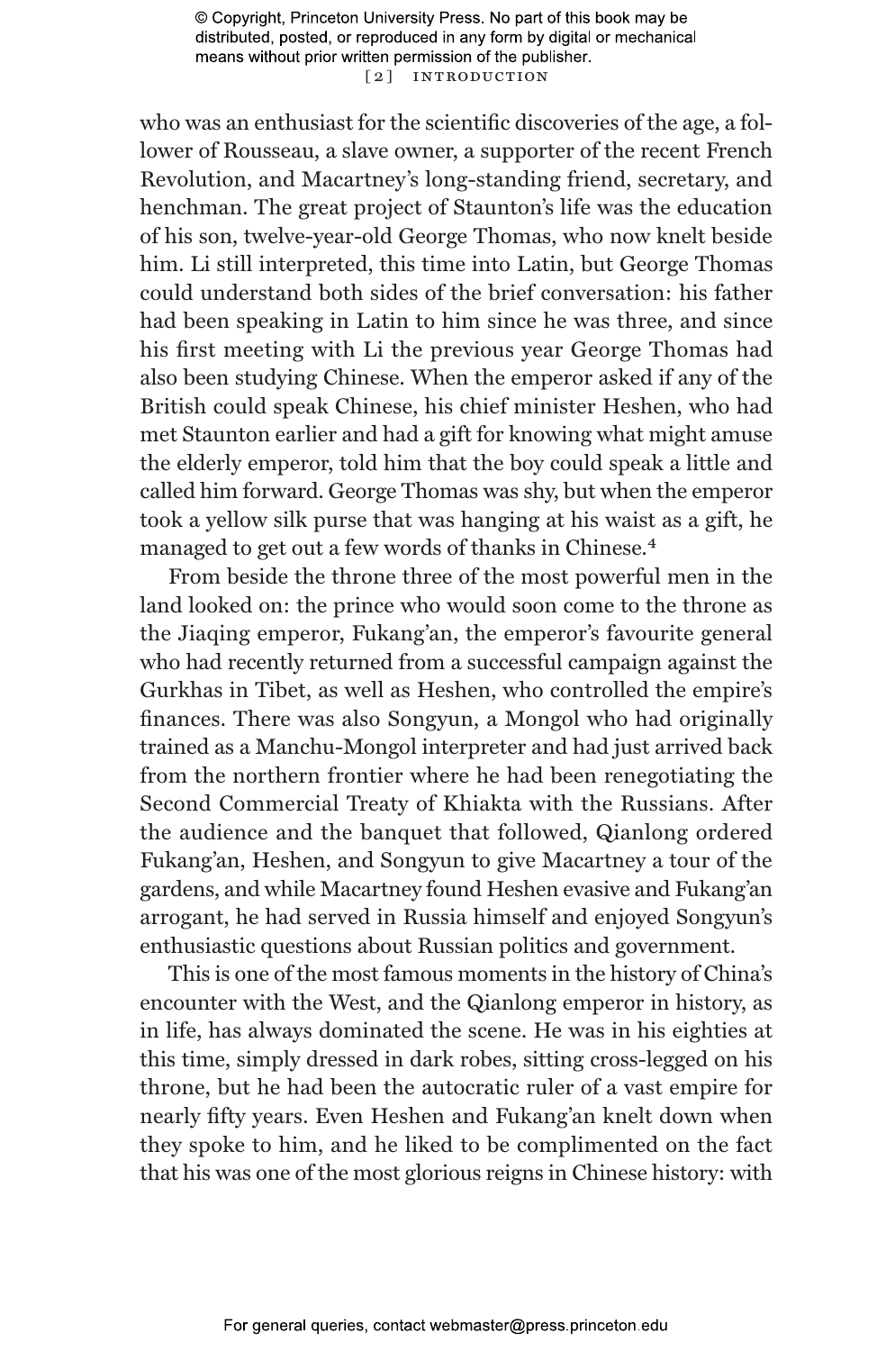who was an enthusiast for the scientific discoveries of the age, a follower of Rousseau, a slave owner, a supporter of the recent French Revolution, and Macartney's long-standing friend, secretary, and henchman. The great project of Staunton's life was the education of his son, twelve-year-old George Thomas, who now knelt beside him. Li still interpreted, this time into Latin, but George Thomas could understand both sides of the brief conversation: his father had been speaking in Latin to him since he was three, and since his first meeting with Li the previous year George Thomas had also been studying Chinese. When the emperor asked if any of the British could speak Chinese, his chief minister Heshen, who had met Staunton earlier and had a gift for knowing what might amuse the elderly emperor, told him that the boy could speak a little and called him forward. George Thomas was shy, but when the emperor took a yellow silk purse that was hanging at his waist as a gift, he managed to get out a few words of thanks in Chinese.[4]

From beside the throne three of the most powerful men in the land looked on: the prince who would soon come to the throne as the Jiaqing emperor, Fukang'an, the emperor's favourite general who had recently returned from a successful campaign against the Gurkhas in Tibet, as well as Heshen, who controlled the empire's finances. There was also Songyun, a Mongol who had originally trained as a Manchu-Mongol interpreter and had just arrived back from the northern frontier where he had been renegotiating the Second Commercial Treaty of Khiakta with the Russians. After the audience and the banquet that followed, Qianlong ordered Fukang'an, Heshen, and Songyun to give Macartney a tour of the gardens, and while Macartney found Heshen evasive and Fukang'an arrogant, he had served in Russia himself and enjoyed Songyun's enthusiastic questions about Russian politics and government.

This is one of the most famous moments in the history of China's encounter with the West, and the Qianlong emperor in history, as in life, has always dominated the scene. He was in his eighties at this time, simply dressed in dark robes, sitting cross-legged on his throne, but he had been the autocratic ruler of a vast empire for nearly fifty years. Even Heshen and Fukang'an knelt down when they spoke to him, and he liked to be complimented on the fact that his was one of the most glorious reigns in Chinese history: with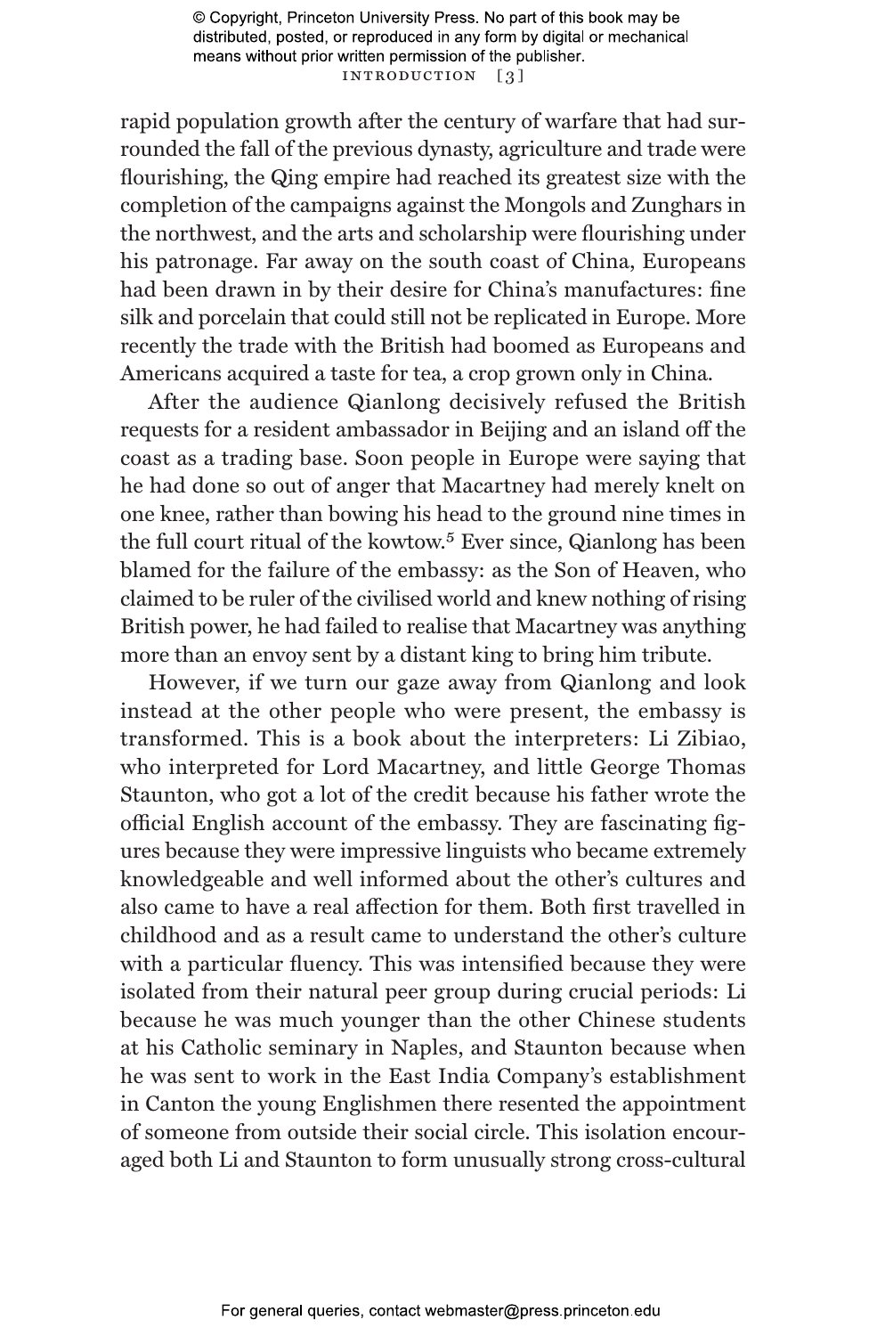rapid population growth after the century of warfare that had surrounded the fall of the previous dynasty, agriculture and trade were flourishing, the Qing empire had reached its greatest size with the completion of the campaigns against the Mongols and Zunghars in the northwest, and the arts and scholarship were flourishing under his patronage. Far away on the south coast of China, Europeans had been drawn in by their desire for China's manufactures: fine silk and porcelain that could still not be replicated in Europe. More recently the trade with the British had boomed as Europeans and Americans acquired a taste for tea, a crop grown only in China.

After the audience Qianlong decisively refused the British requests for a resident ambassador in Beijing and an island off the coast as a trading base. Soon people in Europe were saying that he had done so out of anger that Macartney had merely knelt on one knee, rather than bowing his head to the ground nine times in the full court ritual of the kowtow.[5] Ever since, Qianlong has been blamed for the failure of the embassy: as the Son of Heaven, who claimed to be ruler of the civilised world and knew nothing of rising British power, he had failed to realise that Macartney was anything more than an envoy sent by a distant king to bring him tribute.

However, if we turn our gaze away from Qianlong and look instead at the other people who were present, the embassy is transformed. This is a book about the interpreters: Li Zibiao, who interpreted for Lord Macartney, and little George Thomas Staunton, who got a lot of the credit because his father wrote the official English account of the embassy. They are fascinating figures because they were impressive linguists who became extremely knowledgeable and well informed about the other's cultures and also came to have a real affection for them. Both first travelled in childhood and as a result came to understand the other's culture with a particular fluency. This was intensified because they were isolated from their natural peer group during crucial periods: Li because he was much younger than the other Chinese students at his Catholic seminary in Naples, and Staunton because when he was sent to work in the East India Company's establishment in Canton the young Englishmen there resented the appointment of someone from outside their social circle. This isolation encouraged both Li and Staunton to form unusually strong cross-cultural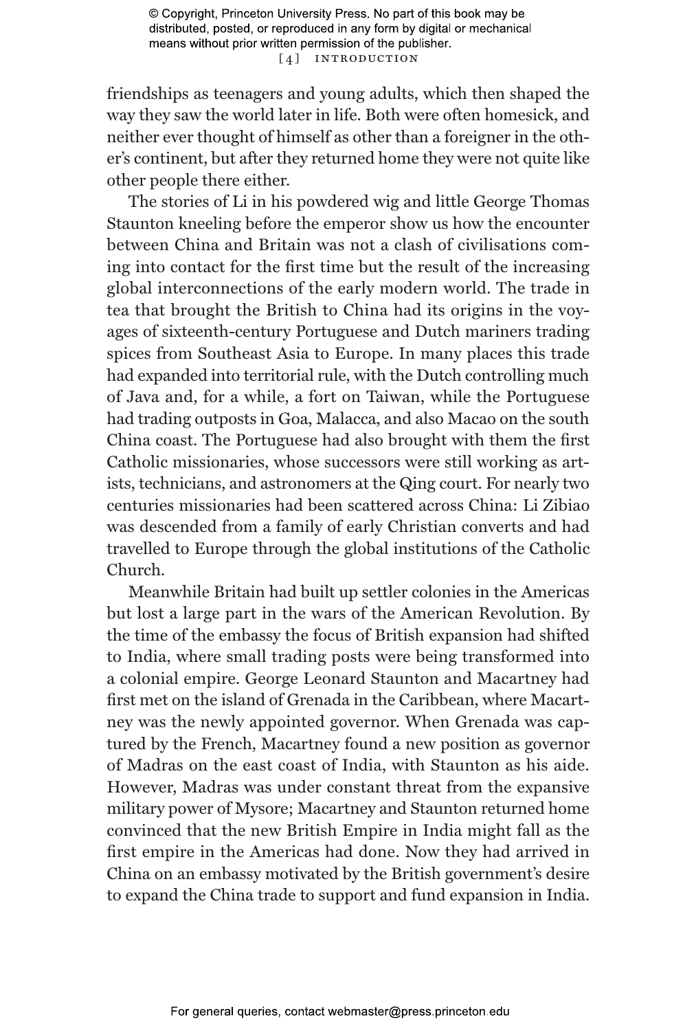friendships as teenagers and young adults, which then shaped the way they saw the world later in life. Both were often homesick, and neither ever thought of himself as other than a foreigner in the other's continent, but after they returned home they were not quite like other people there either.

The stories of Li in his powdered wig and little George Thomas Staunton kneeling before the emperor show us how the encounter between China and Britain was not a clash of civilisations coming into contact for the first time but the result of the increasing global interconnections of the early modern world. The trade in tea that brought the British to China had its origins in the voyages of sixteenth-century Portuguese and Dutch mariners trading spices from Southeast Asia to Europe. In many places this trade had expanded into territorial rule, with the Dutch controlling much of Java and, for a while, a fort on Taiwan, while the Portuguese had trading outposts in Goa, Malacca, and also Macao on the south China coast. The Portuguese had also brought with them the first Catholic missionaries, whose successors were still working as artists, technicians, and astronomers at the Qing court. For nearly two centuries missionaries had been scattered across China: Li Zibiao was descended from a family of early Christian converts and had travelled to Europe through the global institutions of the Catholic Church.

Meanwhile Britain had built up settler colonies in the Americas but lost a large part in the wars of the American Revolution. By the time of the embassy the focus of British expansion had shifted to India, where small trading posts were being transformed into a colonial empire. George Leonard Staunton and Macartney had first met on the island of Grenada in the Caribbean, where Macartney was the newly appointed governor. When Grenada was captured by the French, Macartney found a new position as governor of Madras on the east coast of India, with Staunton as his aide. However, Madras was under constant threat from the expansive military power of Mysore; Macartney and Staunton returned home convinced that the new British Empire in India might fall as the first empire in the Americas had done. Now they had arrived in China on an embassy motivated by the British government's desire to expand the China trade to support and fund expansion in India.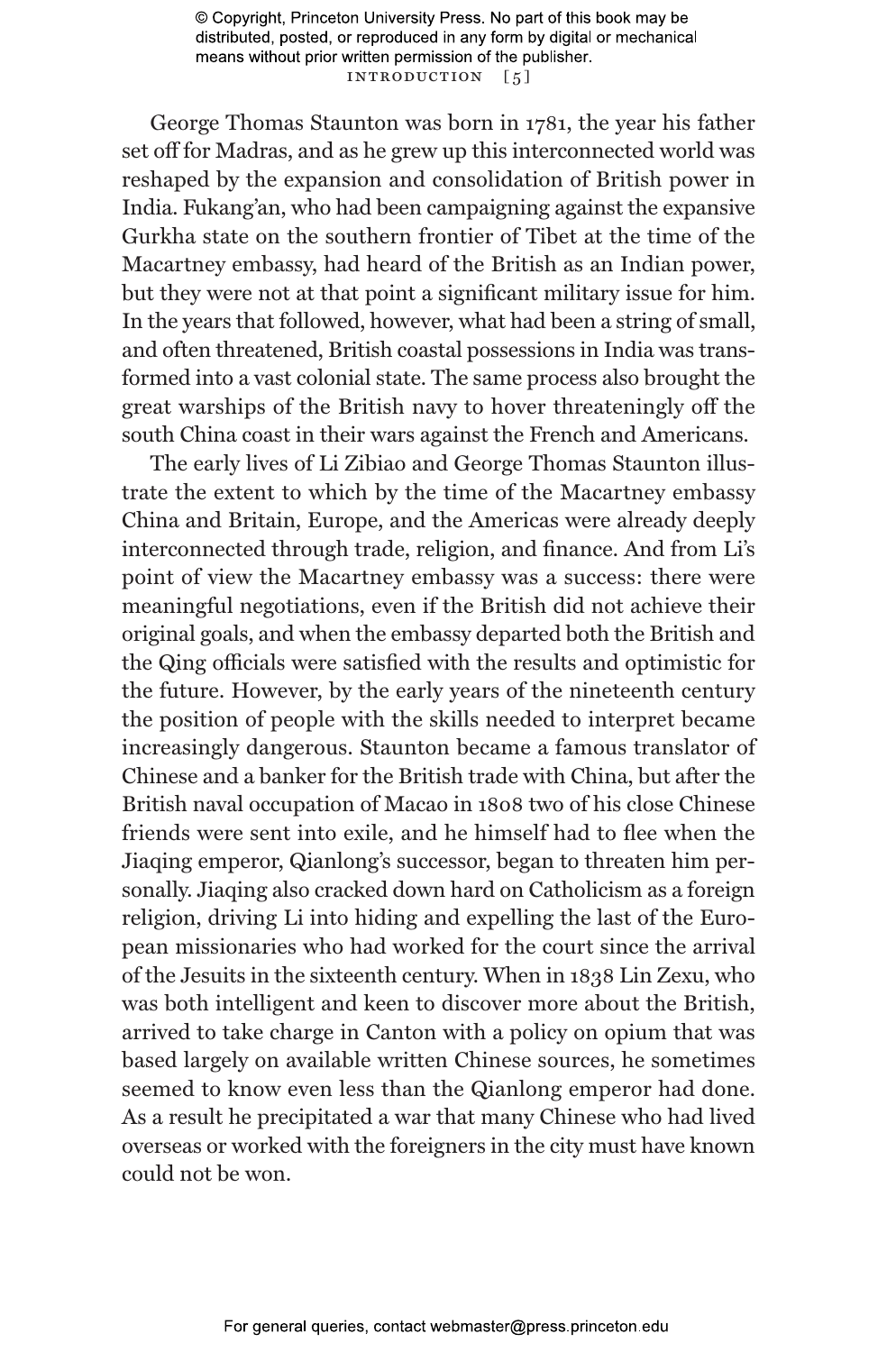George Thomas Staunton was born in 1781, the year his father set off for Madras, and as he grew up this interconnected world was reshaped by the expansion and consolidation of British power in India. Fukang'an, who had been campaigning against the expansive Gurkha state on the southern frontier of Tibet at the time of the Macartney embassy, had heard of the British as an Indian power, but they were not at that point a significant military issue for him. In the years that followed, however, what had been a string of small, and often threatened, British coastal possessions in India was transformed into a vast colonial state. The same process also brought the great warships of the British navy to hover threateningly off the south China coast in their wars against the French and Americans.

The early lives of Li Zibiao and George Thomas Staunton illustrate the extent to which by the time of the Macartney embassy China and Britain, Europe, and the Americas were already deeply interconnected through trade, religion, and finance. And from Li's point of view the Macartney embassy was a success: there were meaningful negotiations, even if the British did not achieve their original goals, and when the embassy departed both the British and the Qing officials were satisfied with the results and optimistic for the future. However, by the early years of the nineteenth century the position of people with the skills needed to interpret became increasingly dangerous. Staunton became a famous translator of Chinese and a banker for the British trade with China, but after the British naval occupation of Macao in 1808 two of his close Chinese friends were sent into exile, and he himself had to flee when the Jiaqing emperor, Qianlong's successor, began to threaten him personally. Jiaqing also cracked down hard on Catholicism as a foreign religion, driving Li into hiding and expelling the last of the European missionaries who had worked for the court since the arrival of the Jesuits in the sixteenth century. When in 1838 Lin Zexu, who was both intelligent and keen to discover more about the British, arrived to take charge in Canton with a policy on opium that was based largely on available written Chinese sources, he sometimes seemed to know even less than the Qianlong emperor had done. As a result he precipitated a war that many Chinese who had lived overseas or worked with the foreigners in the city must have known could not be won.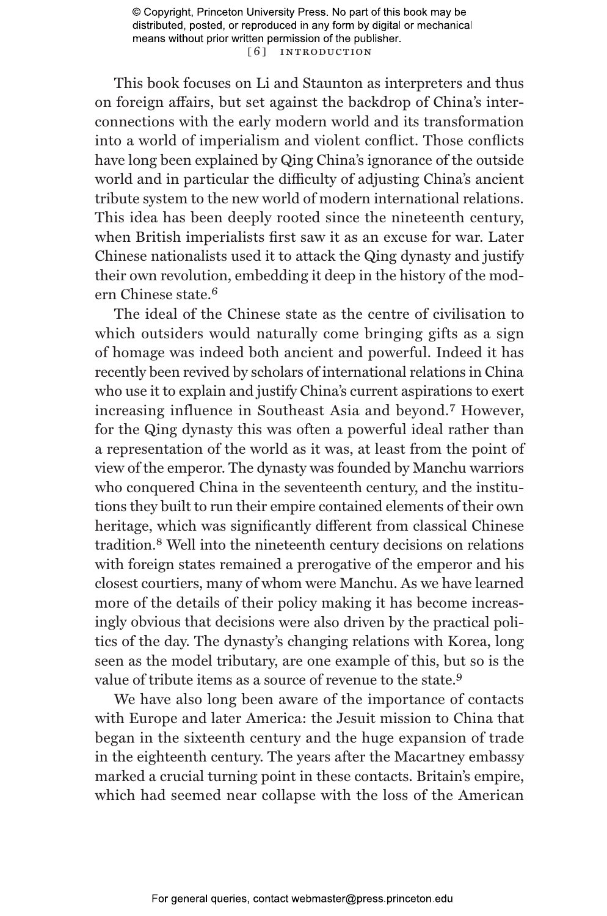This book focuses on Li and Staunton as interpreters and thus on foreign affairs, but set against the backdrop of China's interconnections with the early modern world and its transformation into a world of imperialism and violent conflict. Those conflicts have long been explained by Qing China's ignorance of the outside world and in particular the difficulty of adjusting China's ancient tribute system to the new world of modern international relations. This idea has been deeply rooted since the nineteenth century, when British imperialists first saw it as an excuse for war. Later Chinese nationalists used it to attack the Qing dynasty and justify their own revolution, embedding it deep in the history of the modern Chinese state.[6]

The ideal of the Chinese state as the centre of civilisation to which outsiders would naturally come bringing gifts as a sign of homage was indeed both ancient and powerful. Indeed it has recently been revived by scholars of international relations in China who use it to explain and justify China's current aspirations to exert increasing influence in Southeast Asia and beyond.[7] However, for the Qing dynasty this was often a powerful ideal rather than a representation of the world as it was, at least from the point of view of the emperor. The dynasty was founded by Manchu warriors who conquered China in the seventeenth century, and the institutions they built to run their empire contained elements of their own heritage, which was significantly different from classical Chinese tradition.[8] Well into the nineteenth century decisions on relations with foreign states remained a prerogative of the emperor and his closest courtiers, many of whom were Manchu. As we have learned more of the details of their policy making it has become increasingly obvious that decisions were also driven by the practical politics of the day. The dynasty's changing relations with Korea, long seen as the model tributary, are one example of this, but so is the value of tribute items as a source of revenue to the state.[9]

We have also long been aware of the importance of contacts with Europe and later America: the Jesuit mission to China that began in the sixteenth century and the huge expansion of trade in the eighteenth century. The years after the Macartney embassy marked a crucial turning point in these contacts. Britain's empire, which had seemed near collapse with the loss of the American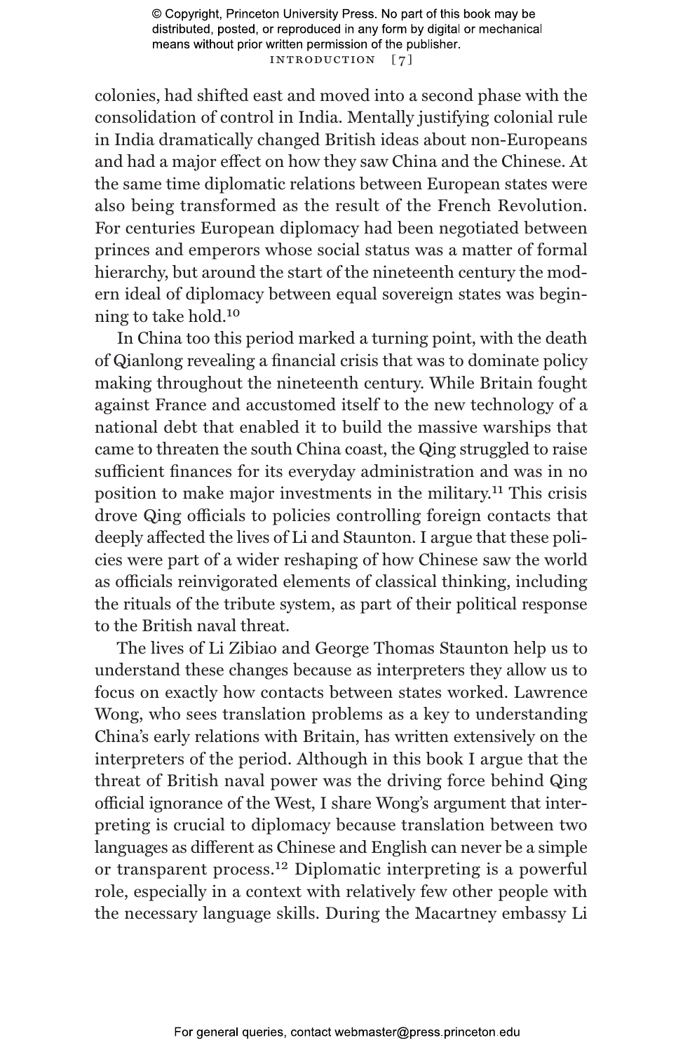colonies, had shifted east and moved into a second phase with the consolidation of control in India. Mentally justifying colonial rule in India dramatically changed British ideas about non-Europeans and had a major effect on how they saw China and the Chinese. At the same time diplomatic relations between European states were also being transformed as the result of the French Revolution. For centuries European diplomacy had been negotiated between princes and emperors whose social status was a matter of formal hierarchy, but around the start of the nineteenth century the modern ideal of diplomacy between equal sovereign states was beginning to take hold.[10]

In China too this period marked a turning point, with the death of Qianlong revealing a financial crisis that was to dominate policy making throughout the nineteenth century. While Britain fought against France and accustomed itself to the new technology of a national debt that enabled it to build the massive warships that came to threaten the south China coast, the Qing struggled to raise sufficient finances for its everyday administration and was in no position to make major investments in the military.[11] This crisis drove Qing officials to policies controlling foreign contacts that deeply affected the lives of Li and Staunton. I argue that these policies were part of a wider reshaping of how Chinese saw the world as officials reinvigorated elements of classical thinking, including the rituals of the tribute system, as part of their political response to the British naval threat.

The lives of Li Zibiao and George Thomas Staunton help us to understand these changes because as interpreters they allow us to focus on exactly how contacts between states worked. Lawrence Wong, who sees translation problems as a key to understanding China's early relations with Britain, has written extensively on the interpreters of the period. Although in this book I argue that the threat of British naval power was the driving force behind Qing official ignorance of the West, I share Wong's argument that interpreting is crucial to diplomacy because translation between two languages as different as Chinese and English can never be a simple or transparent process.[12] Diplomatic interpreting is a powerful role, especially in a context with relatively few other people with the necessary language skills. During the Macartney embassy Li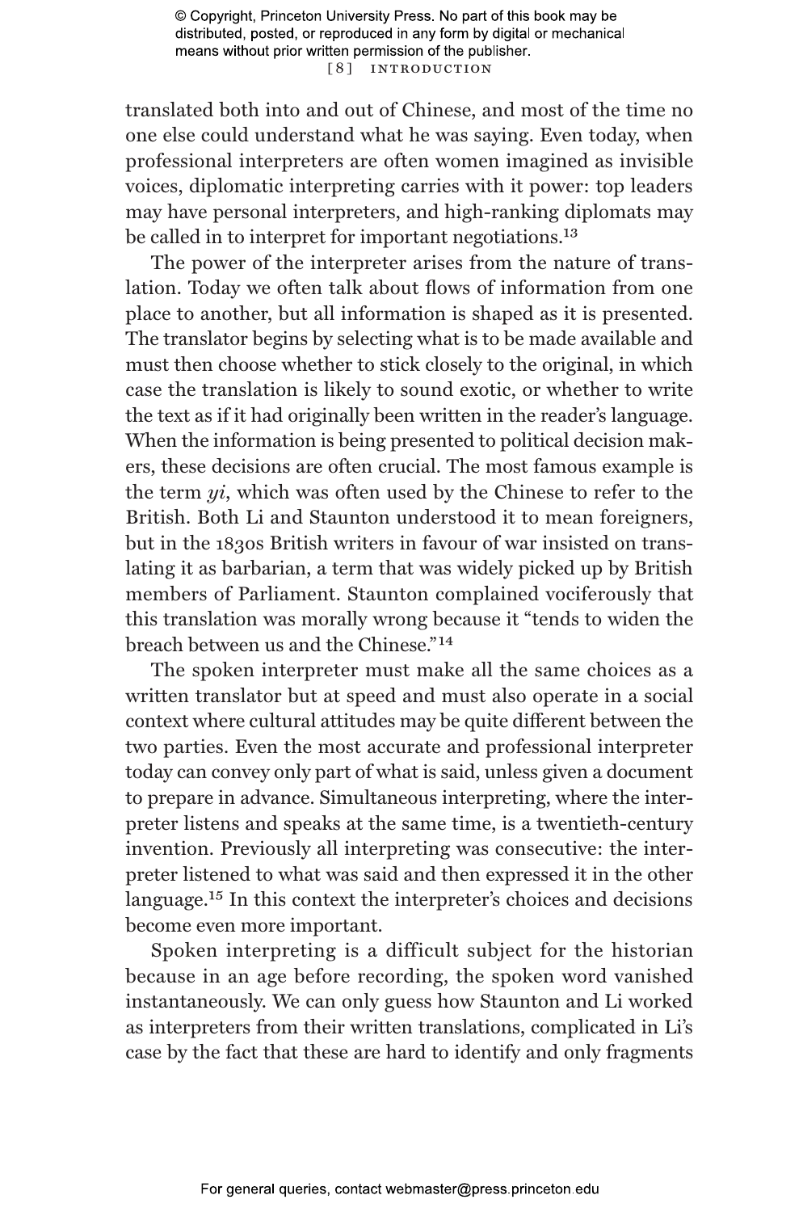translated both into and out of Chinese, and most of the time no one else could understand what he was saying. Even today, when professional interpreters are often women imagined as invisible voices, diplomatic interpreting carries with it power: top leaders may have personal interpreters, and high-ranking diplomats may be called in to interpret for important negotiations.[13]

The power of the interpreter arises from the nature of translation. Today we often talk about flows of information from one place to another, but all information is shaped as it is presented. The translator begins by selecting what is to be made available and must then choose whether to stick closely to the original, in which case the translation is likely to sound exotic, or whether to write the text as if it had originally been written in the reader's language. When the information is being presented to political decision makers, these decisions are often crucial. The most famous example is the term *yi*, which was often used by the Chinese to refer to the British. Both Li and Staunton understood it to mean foreigners, but in the 1830s British writers in favour of war insisted on translating it as barbarian, a term that was widely picked up by British members of Parliament. Staunton complained vociferously that this translation was morally wrong because it "tends to widen the breach between us and the Chinese."[14]

The spoken interpreter must make all the same choices as a written translator but at speed and must also operate in a social context where cultural attitudes may be quite different between the two parties. Even the most accurate and professional interpreter today can convey only part of what is said, unless given a document to prepare in advance. Simultaneous interpreting, where the interpreter listens and speaks at the same time, is a twentieth-century invention. Previously all interpreting was consecutive: the interpreter listened to what was said and then expressed it in the other language.[15] In this context the interpreter's choices and decisions become even more important.

Spoken interpreting is a difficult subject for the historian because in an age before recording, the spoken word vanished instantaneously. We can only guess how Staunton and Li worked as interpreters from their written translations, complicated in Li's case by the fact that these are hard to identify and only fragments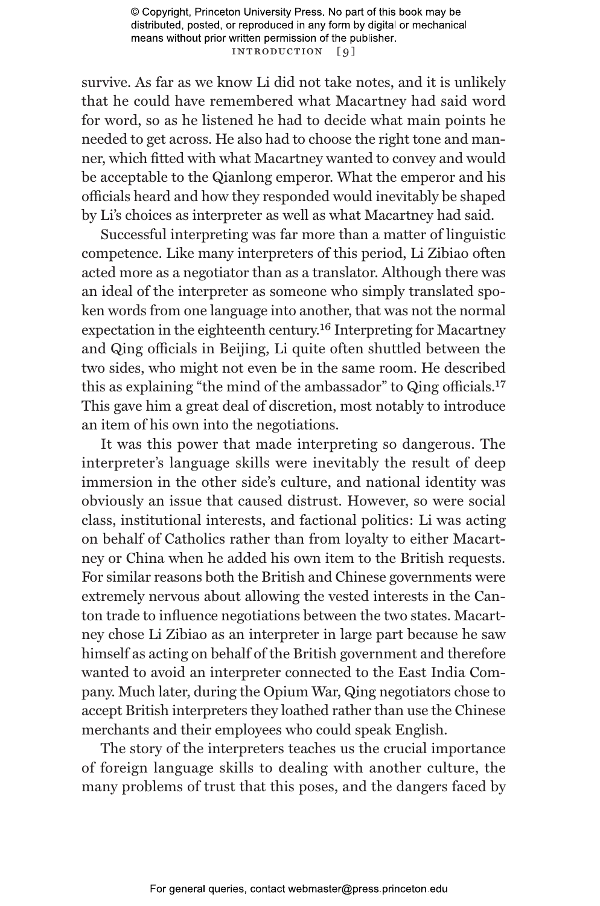survive. As far as we know Li did not take notes, and it is unlikely that he could have remembered what Macartney had said word for word, so as he listened he had to decide what main points he needed to get across. He also had to choose the right tone and manner, which fitted with what Macartney wanted to convey and would be acceptable to the Qianlong emperor. What the emperor and his officials heard and how they responded would inevitably be shaped by Li's choices as interpreter as well as what Macartney had said.

Successful interpreting was far more than a matter of linguistic competence. Like many interpreters of this period, Li Zibiao often acted more as a negotiator than as a translator. Although there was an ideal of the interpreter as someone who simply translated spoken words from one language into another, that was not the normal expectation in the eighteenth century.[16] Interpreting for Macartney and Qing officials in Beijing, Li quite often shuttled between the two sides, who might not even be in the same room. He described this as explaining "the mind of the ambassador" to Qing officials.[17] This gave him a great deal of discretion, most notably to introduce an item of his own into the negotiations.

It was this power that made interpreting so dangerous. The interpreter's language skills were inevitably the result of deep immersion in the other side's culture, and national identity was obviously an issue that caused distrust. However, so were social class, institutional interests, and factional politics: Li was acting on behalf of Catholics rather than from loyalty to either Macartney or China when he added his own item to the British requests. For similar reasons both the British and Chinese governments were extremely nervous about allowing the vested interests in the Canton trade to influence negotiations between the two states. Macartney chose Li Zibiao as an interpreter in large part because he saw himself as acting on behalf of the British government and therefore wanted to avoid an interpreter connected to the East India Company. Much later, during the Opium War, Qing negotiators chose to accept British interpreters they loathed rather than use the Chinese merchants and their employees who could speak English.

The story of the interpreters teaches us the crucial importance of foreign language skills to dealing with another culture, the many problems of trust that this poses, and the dangers faced by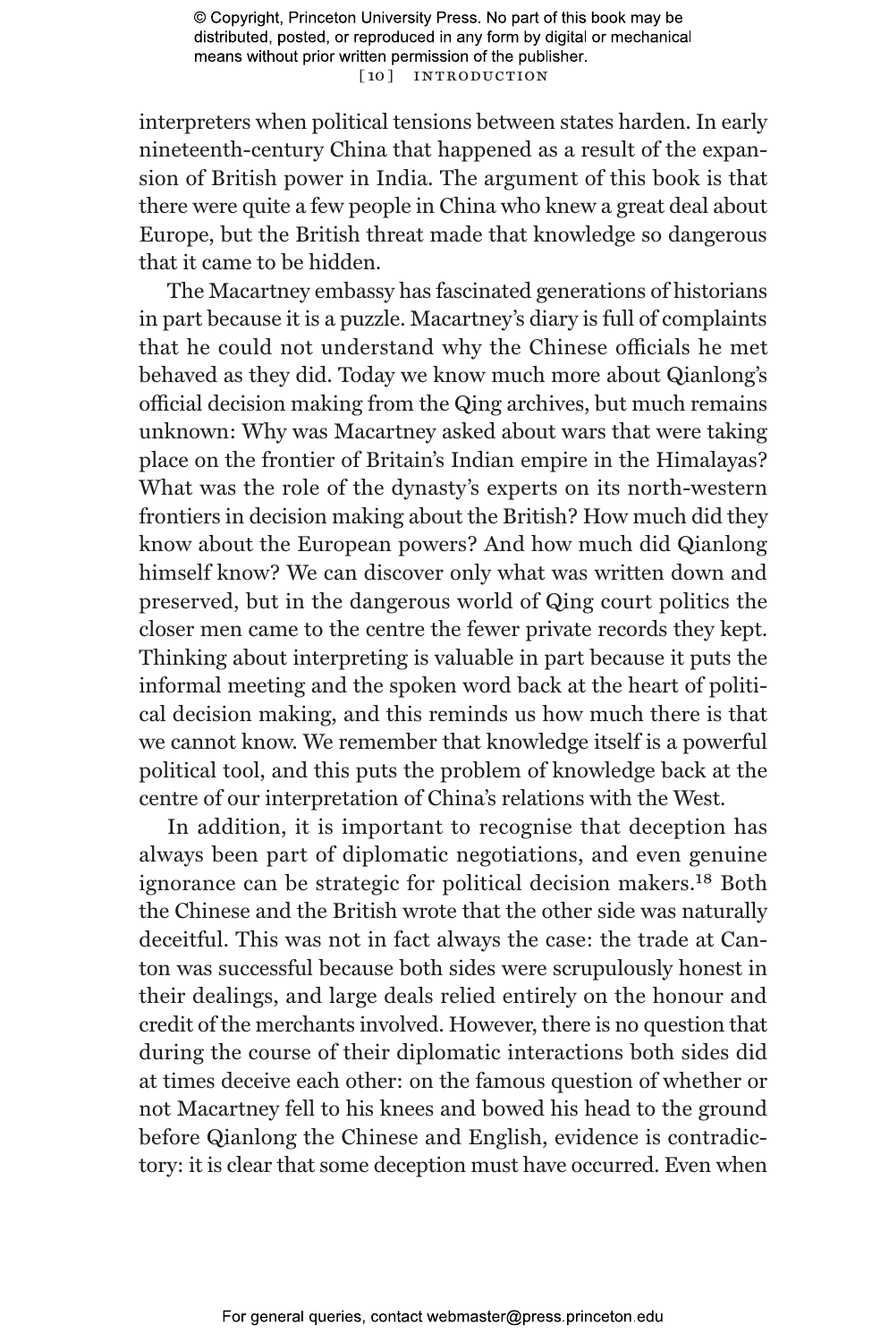interpreters when political tensions between states harden. In early nineteenth-century China that happened as a result of the expansion of British power in India. The argument of this book is that there were quite a few people in China who knew a great deal about Europe, but the British threat made that knowledge so dangerous that it came to be hidden.

The Macartney embassy has fascinated generations of historians in part because it is a puzzle. Macartney's diary is full of complaints that he could not understand why the Chinese officials he met behaved as they did. Today we know much more about Qianlong's official decision making from the Qing archives, but much remains unknown: Why was Macartney asked about wars that were taking place on the frontier of Britain's Indian empire in the Himalayas? What was the role of the dynasty's experts on its north-western frontiers in decision making about the British? How much did they know about the European powers? And how much did Qianlong himself know? We can discover only what was written down and preserved, but in the dangerous world of Qing court politics the closer men came to the centre the fewer private records they kept. Thinking about interpreting is valuable in part because it puts the informal meeting and the spoken word back at the heart of political decision making, and this reminds us how much there is that we cannot know. We remember that knowledge itself is a powerful political tool, and this puts the problem of knowledge back at the centre of our interpretation of China's relations with the West.

In addition, it is important to recognise that deception has always been part of diplomatic negotiations, and even genuine ignorance can be strategic for political decision makers.[18] Both the Chinese and the British wrote that the other side was naturally deceitful. This was not in fact always the case: the trade at Canton was successful because both sides were scrupulously honest in their dealings, and large deals relied entirely on the honour and credit of the merchants involved. However, there is no question that during the course of their diplomatic interactions both sides did at times deceive each other: on the famous question of whether or not Macartney fell to his knees and bowed his head to the ground before Qianlong the Chinese and English, evidence is contradictory: it is clear that some deception must have occurred. Even when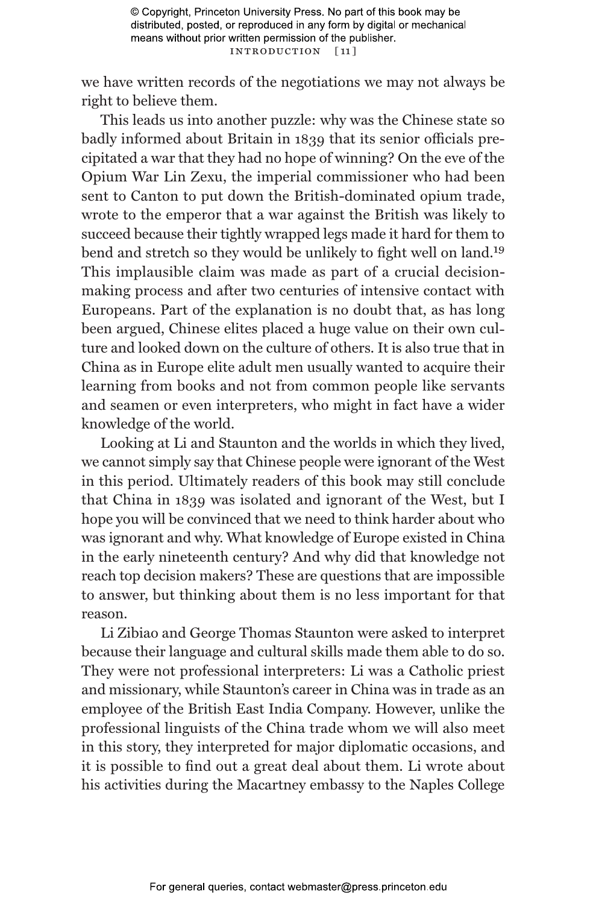we have written records of the negotiations we may not always be right to believe them.

This leads us into another puzzle: why was the Chinese state so badly informed about Britain in 1839 that its senior officials precipitated a war that they had no hope of winning? On the eve of the Opium War Lin Zexu, the imperial commissioner who had been sent to Canton to put down the British-dominated opium trade, wrote to the emperor that a war against the British was likely to succeed because their tightly wrapped legs made it hard for them to bend and stretch so they would be unlikely to fight well on land.[19] This implausible claim was made as part of a crucial decision-making process and after two centuries of intensive contact with Europeans. Part of the explanation is no doubt that, as has long been argued, Chinese elites placed a huge value on their own culture and looked down on the culture of others. It is also true that in China as in Europe elite adult men usually wanted to acquire their learning from books and not from common people like servants and seamen or even interpreters, who might in fact have a wider knowledge of the world.

Looking at Li and Staunton and the worlds in which they lived, we cannot simply say that Chinese people were ignorant of the West in this period. Ultimately readers of this book may still conclude that China in 1839 was isolated and ignorant of the West, but I hope you will be convinced that we need to think harder about who was ignorant and why. What knowledge of Europe existed in China in the early nineteenth century? And why did that knowledge not reach top decision makers? These are questions that are impossible to answer, but thinking about them is no less important for that reason.

Li Zibiao and George Thomas Staunton were asked to interpret because their language and cultural skills made them able to do so. They were not professional interpreters: Li was a Catholic priest and missionary, while Staunton's career in China was in trade as an employee of the British East India Company. However, unlike the professional linguists of the China trade whom we will also meet in this story, they interpreted for major diplomatic occasions, and it is possible to find out a great deal about them. Li wrote about his activities during the Macartney embassy to the Naples College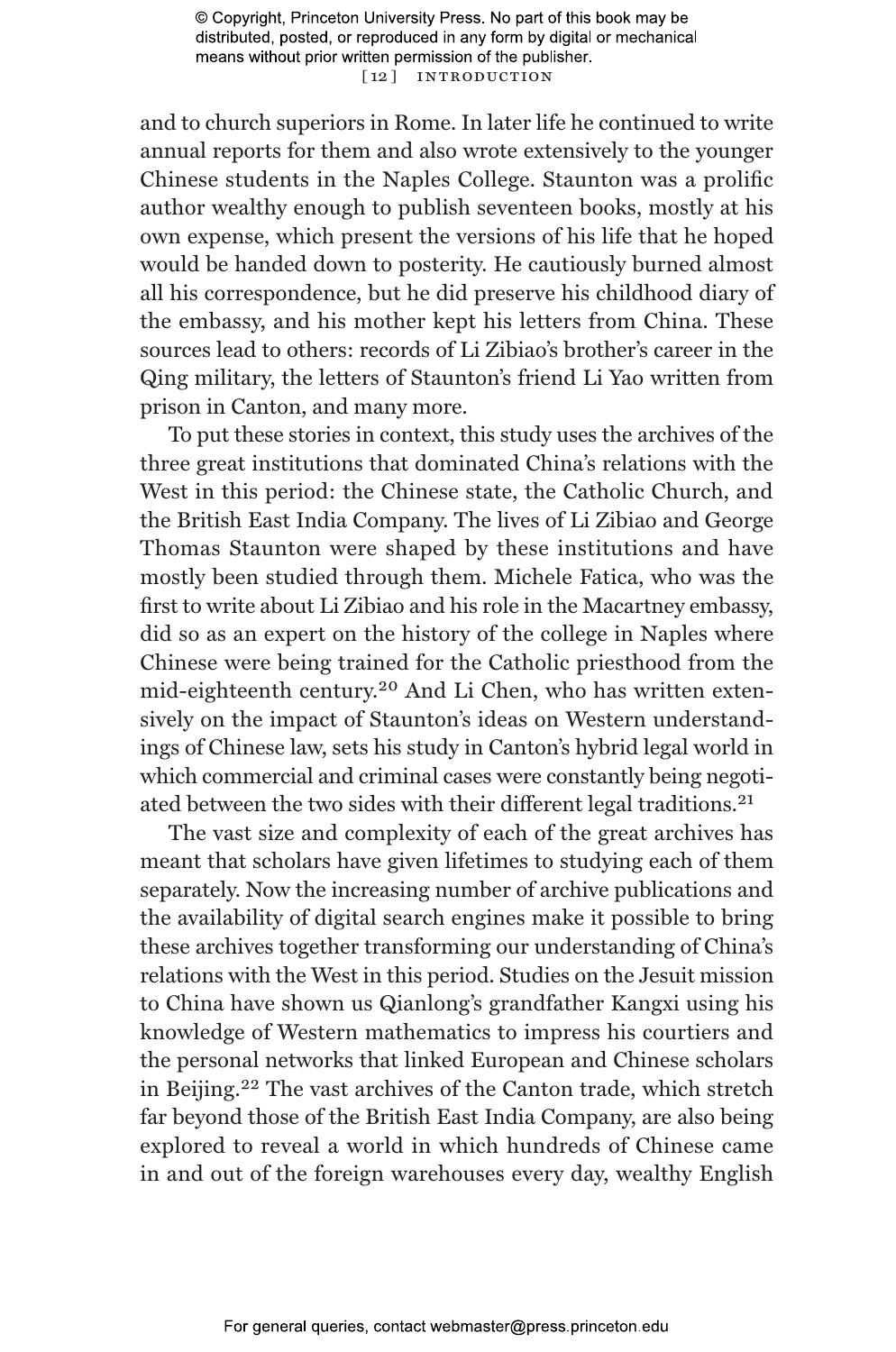and to church superiors in Rome. In later life he continued to write annual reports for them and also wrote extensively to the younger Chinese students in the Naples College. Staunton was a prolific author wealthy enough to publish seventeen books, mostly at his own expense, which present the versions of his life that he hoped would be handed down to posterity. He cautiously burned almost all his correspondence, but he did preserve his childhood diary of the embassy, and his mother kept his letters from China. These sources lead to others: records of Li Zibiao's brother's career in the Qing military, the letters of Staunton's friend Li Yao written from prison in Canton, and many more.

To put these stories in context, this study uses the archives of the three great institutions that dominated China's relations with the West in this period: the Chinese state, the Catholic Church, and the British East India Company. The lives of Li Zibiao and George Thomas Staunton were shaped by these institutions and have mostly been studied through them. Michele Fatica, who was the first to write about Li Zibiao and his role in the Macartney embassy, did so as an expert on the history of the college in Naples where Chinese were being trained for the Catholic priesthood from the mid-eighteenth century.[20] And Li Chen, who has written extensively on the impact of Staunton's ideas on Western understandings of Chinese law, sets his study in Canton's hybrid legal world in which commercial and criminal cases were constantly being negotiated between the two sides with their different legal traditions.[21]

The vast size and complexity of each of the great archives has meant that scholars have given lifetimes to studying each of them separately. Now the increasing number of archive publications and the availability of digital search engines make it possible to bring these archives together transforming our understanding of China's relations with the West in this period. Studies on the Jesuit mission to China have shown us Qianlong's grandfather Kangxi using his knowledge of Western mathematics to impress his courtiers and the personal networks that linked European and Chinese scholars in Beijing.[22] The vast archives of the Canton trade, which stretch far beyond those of the British East India Company, are also being explored to reveal a world in which hundreds of Chinese came in and out of the foreign warehouses every day, wealthy English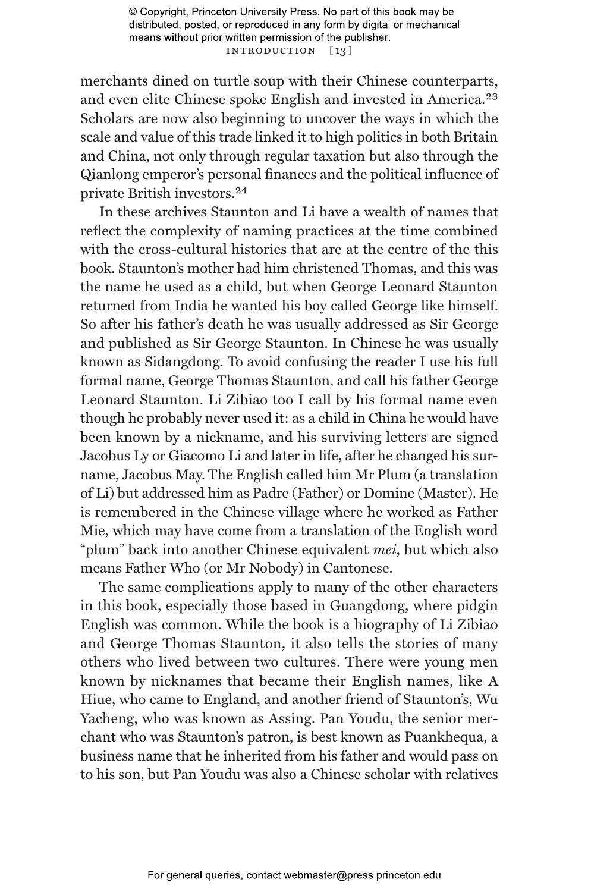merchants dined on turtle soup with their Chinese counterparts, and even elite Chinese spoke English and invested in America.[23] Scholars are now also beginning to uncover the ways in which the scale and value of this trade linked it to high politics in both Britain and China, not only through regular taxation but also through the Qianlong emperor's personal finances and the political influence of private British investors.[24]

In these archives Staunton and Li have a wealth of names that reflect the complexity of naming practices at the time combined with the cross-cultural histories that are at the centre of the this book. Staunton's mother had him christened Thomas, and this was the name he used as a child, but when George Leonard Staunton returned from India he wanted his boy called George like himself. So after his father's death he was usually addressed as Sir George and published as Sir George Staunton. In Chinese he was usually known as Sidangdong. To avoid confusing the reader I use his full formal name, George Thomas Staunton, and call his father George Leonard Staunton. Li Zibiao too I call by his formal name even though he probably never used it: as a child in China he would have been known by a nickname, and his surviving letters are signed Jacobus Ly or Giacomo Li and later in life, after he changed his surname, Jacobus May. The English called him Mr Plum (a translation of Li) but addressed him as Padre (Father) or Domine (Master). He is remembered in the Chinese village where he worked as Father Mie, which may have come from a translation of the English word "plum" back into another Chinese equivalent *mei*, but which also means Father Who (or Mr Nobody) in Cantonese.

The same complications apply to many of the other characters in this book, especially those based in Guangdong, where pidgin English was common. While the book is a biography of Li Zibiao and George Thomas Staunton, it also tells the stories of many others who lived between two cultures. There were young men known by nicknames that became their English names, like A Hiue, who came to England, and another friend of Staunton's, Wu Yacheng, who was known as Assing. Pan Youdu, the senior merchant who was Staunton's patron, is best known as Puankhequa, a business name that he inherited from his father and would pass on to his son, but Pan Youdu was also a Chinese scholar with relatives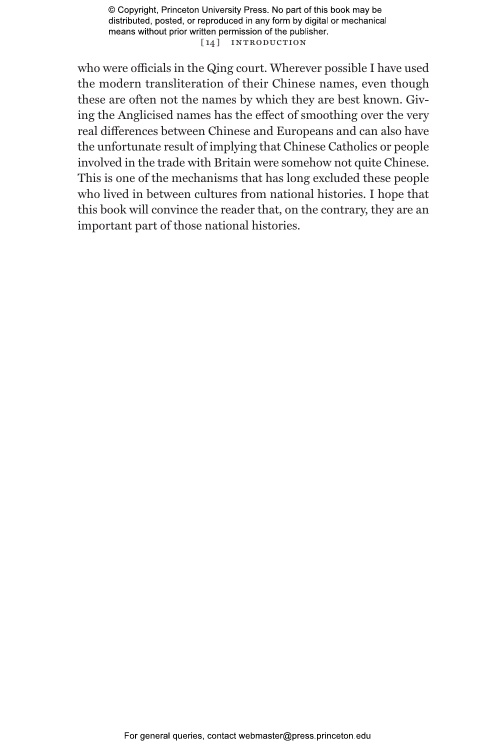who were officials in the Qing court. Wherever possible I have used the modern transliteration of their Chinese names, even though these are often not the names by which they are best known. Giving the Anglicised names has the effect of smoothing over the very real differences between Chinese and Europeans and can also have the unfortunate result of implying that Chinese Catholics or people involved in the trade with Britain were somehow not quite Chinese. This is one of the mechanisms that has long excluded these people who lived in between cultures from national histories. I hope that this book will convince the reader that, on the contrary, they are an important part of those national histories.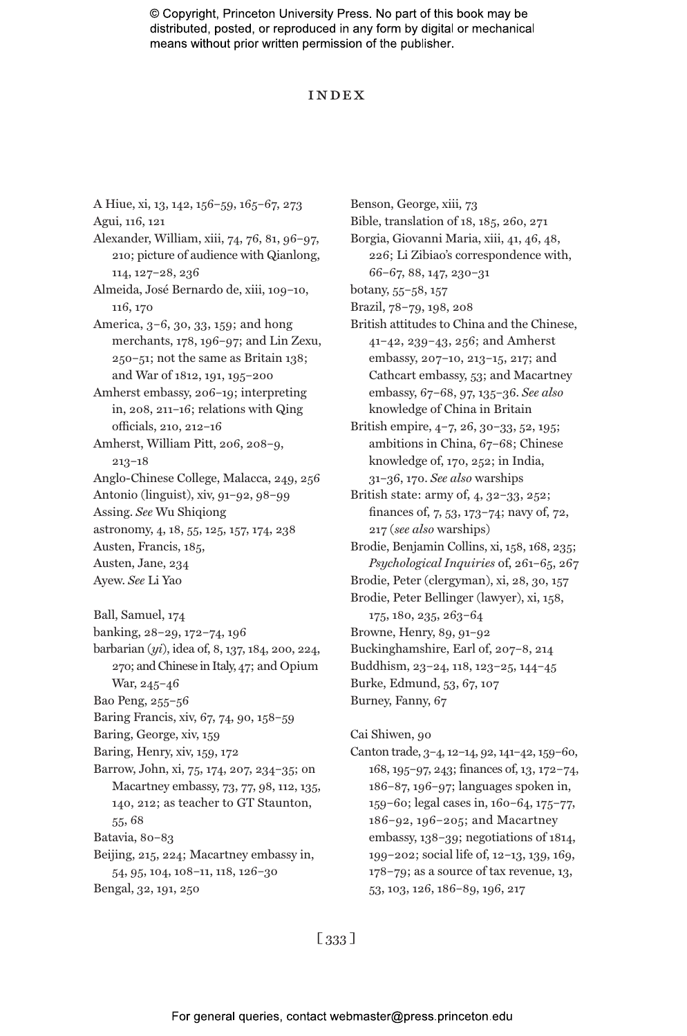# INDEX

A Hiue, xi, 13, 142, 156–59, 165–67, 273
Agui, 116, 121
Alexander, William, xiii, 74, 76, 81, 96–97, 210; picture of audience with Qianlong, 114, 127–28, 236
Almeida, José Bernardo de, xiii, 109–10, 116, 170
America, 3–6, 30, 33, 159; and hong merchants, 178, 196–97; and Lin Zexu, 250–51; not the same as Britain 138; and War of 1812, 191, 195–200
Amherst embassy, 206–19; interpreting in, 208, 211–16; relations with Qing officials, 210, 212–16
Amherst, William Pitt, 206, 208–9, 213–18
Anglo-Chinese College, Malacca, 249, 256
Antonio (linguist), xiv, 91–92, 98–99
Assing. *See* Wu Shiqiong
astronomy, 4, 18, 55, 125, 157, 174, 238
Austen, Francis, 185,
Austen, Jane, 234
Ayew. *See* Li Yao

Ball, Samuel, 174
banking, 28–29, 172–74, 196
barbarian (*yi*), idea of, 8, 137, 184, 200, 224, 270; and Chinese in Italy, 47; and Opium War, 245–46
Bao Peng, 255–56
Baring Francis, xiv, 67, 74, 90, 158–59
Baring, George, xiv, 159
Baring, Henry, xiv, 159, 172
Barrow, John, xi, 75, 174, 207, 234–35; on Macartney embassy, 73, 77, 98, 112, 135, 140, 212; as teacher to GT Staunton, 55, 68
Batavia, 80–83
Beijing, 215, 224; Macartney embassy in, 54, 95, 104, 108–11, 118, 126–30
Bengal, 32, 191, 250

Benson, George, xiii, 73
Bible, translation of 18, 185, 260, 271
Borgia, Giovanni Maria, xiii, 41, 46, 48, 226; Li Zibiao's correspondence with, 66–67, 88, 147, 230–31
botany, 55–58, 157
Brazil, 78–79, 198, 208
British attitudes to China and the Chinese, 41–42, 239–43, 256; and Amherst embassy, 207–10, 213–15, 217; and Cathcart embassy, 53; and Macartney embassy, 67–68, 97, 135–36. *See also* knowledge of China in Britain
British empire, 4–7, 26, 30–33, 52, 195; ambitions in China, 67–68; Chinese knowledge of, 170, 252; in India, 31–36, 170. *See also* warships
British state: army of, 4, 32–33, 252; finances of, 7, 53, 173–74; navy of, 72, 217 (*see also* warships)
Brodie, Benjamin Collins, xi, 158, 168, 235; *Psychological Inquiries* of, 261–65, 267
Brodie, Peter (clergyman), xi, 28, 30, 157
Brodie, Peter Bellinger (lawyer), xi, 158, 175, 180, 235, 263–64
Browne, Henry, 89, 91–92
Buckinghamshire, Earl of, 207–8, 214
Buddhism, 23–24, 118, 123–25, 144–45
Burke, Edmund, 53, 67, 107
Burney, Fanny, 67

Cai Shiwen, 90
Canton trade, 3–4, 12–14, 92, 141–42, 159–60, 168, 195–97, 243; finances of, 13, 172–74, 186–87, 196–97; languages spoken in, 159–60; legal cases in, 160–64, 175–77, 186–92, 196–205; and Macartney embassy, 138–39; negotiations of 1814, 199–202; social life of, 12–13, 139, 169, 178–79; as a source of tax revenue, 13, 53, 103, 126, 186–89, 196, 217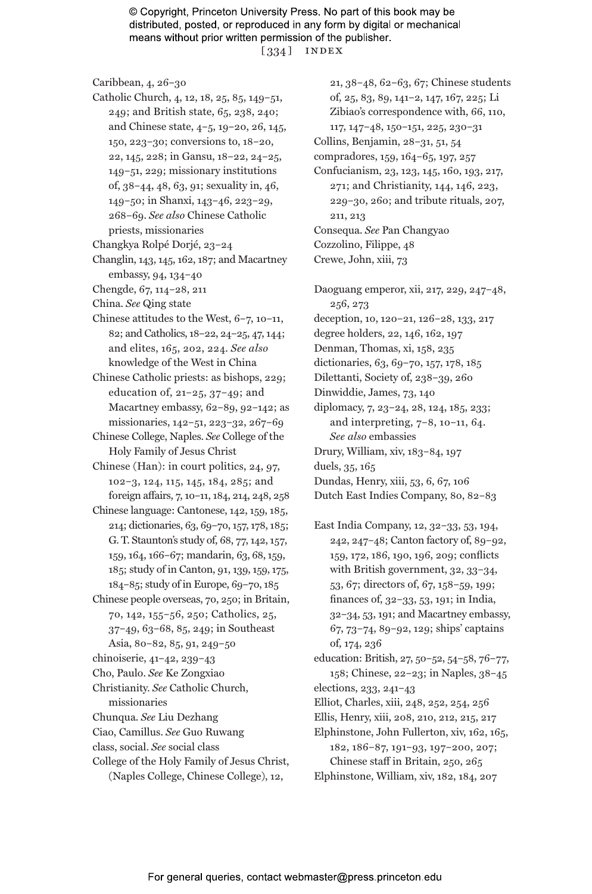Caribbean, 4, 26–30

Catholic Church, 4, 12, 18, 25, 85, 149–51, 249; and British state, 65, 238, 240; and Chinese state, 4–5, 19–20, 26, 145, 150, 223–30; conversions to, 18–20, 22, 145, 228; in Gansu, 18–22, 24–25, 149–51, 229; missionary institutions of, 38–44, 48, 63, 91; sexuality in, 46, 149–50; in Shanxi, 143–46, 223–29, 268–69. *See also* Chinese Catholic priests, missionaries

Changkya Rolpé Dorjé, 23–24

Changlin, 143, 145, 162, 187; and Macartney embassy, 94, 134–40

Chengde, 67, 114–28, 211

China. *See* Qing state

Chinese attitudes to the West, 6–7, 10–11, 82; and Catholics, 18–22, 24–25, 47, 144; and elites, 165, 202, 224. *See also* knowledge of the West in China

Chinese Catholic priests: as bishops, 229; education of, 21–25, 37–49; and Macartney embassy, 62–89, 92–142; as missionaries, 142–51, 223–32, 267–69

Chinese College, Naples. *See* College of the Holy Family of Jesus Christ

Chinese (Han): in court politics, 24, 97, 102–3, 124, 115, 145, 184, 285; and foreign affairs, 7, 10–11, 184, 214, 248, 258

Chinese language: Cantonese, 142, 159, 185, 214; dictionaries, 63, 69–70, 157, 178, 185; G. T. Staunton's study of, 68, 77, 142, 157, 159, 164, 166–67; mandarin, 63, 68, 159, 185; study of in Canton, 91, 139, 159, 175, 184–85; study of in Europe, 69–70, 185

Chinese people overseas, 70, 250; in Britain, 70, 142, 155–56, 250; Catholics, 25, 37–49, 63–68, 85, 249; in Southeast Asia, 80–82, 85, 91, 249–50

chinoiserie, 41–42, 239–43

Cho, Paulo. *See* Ke Zongxiao

Christianity. *See* Catholic Church, missionaries

Chunqua. *See* Liu Dezhang

Ciao, Camillus. *See* Guo Ruwang

class, social. *See* social class

College of the Holy Family of Jesus Christ, (Naples College, Chinese College), 12, 21, 38–48, 62–63, 67; Chinese students of, 25, 83, 89, 141–2, 147, 167, 225; Li Zibiao's correspondence with, 66, 110, 117, 147–48, 150–151, 225, 230–31

Collins, Benjamin, 28–31, 51, 54

compradores, 159, 164–65, 197, 257

Confucianism, 23, 123, 145, 160, 193, 217, 271; and Christianity, 144, 146, 223, 229–30, 260; and tribute rituals, 207, 211, 213

Consequa. *See* Pan Changyao

Cozzolino, Filippe, 48

Crewe, John, xiii, 73

Daoguang emperor, xii, 217, 229, 247–48, 256, 273

deception, 10, 120–21, 126–28, 133, 217

degree holders, 22, 146, 162, 197

Denman, Thomas, xi, 158, 235

dictionaries, 63, 69–70, 157, 178, 185

Dilettanti, Society of, 238–39, 260

Dinwiddie, James, 73, 140

diplomacy, 7, 23–24, 28, 124, 185, 233; and interpreting, 7–8, 10–11, 64. *See also* embassies

Drury, William, xiv, 183–84, 197

duels, 35, 165

Dundas, Henry, xiii, 53, 6, 67, 106

Dutch East Indies Company, 80, 82–83

East India Company, 12, 32–33, 53, 194, 242, 247–48; Canton factory of, 89–92, 159, 172, 186, 190, 196, 209; conflicts with British government, 32, 33–34, 53, 67; directors of, 67, 158–59, 199; finances of, 32–33, 53, 191; in India, 32–34, 53, 191; and Macartney embassy, 67, 73–74, 89–92, 129; ships' captains of, 174, 236

education: British, 27, 50–52, 54–58, 76–77, 158; Chinese, 22–23; in Naples, 38–45

elections, 233, 241–43

Elliot, Charles, xiii, 248, 252, 254, 256

Ellis, Henry, xiii, 208, 210, 212, 215, 217

Elphinstone, John Fullerton, xiv, 162, 165, 182, 186–87, 191–93, 197–200, 207; Chinese staff in Britain, 250, 265

Elphinstone, William, xiv, 182, 184, 207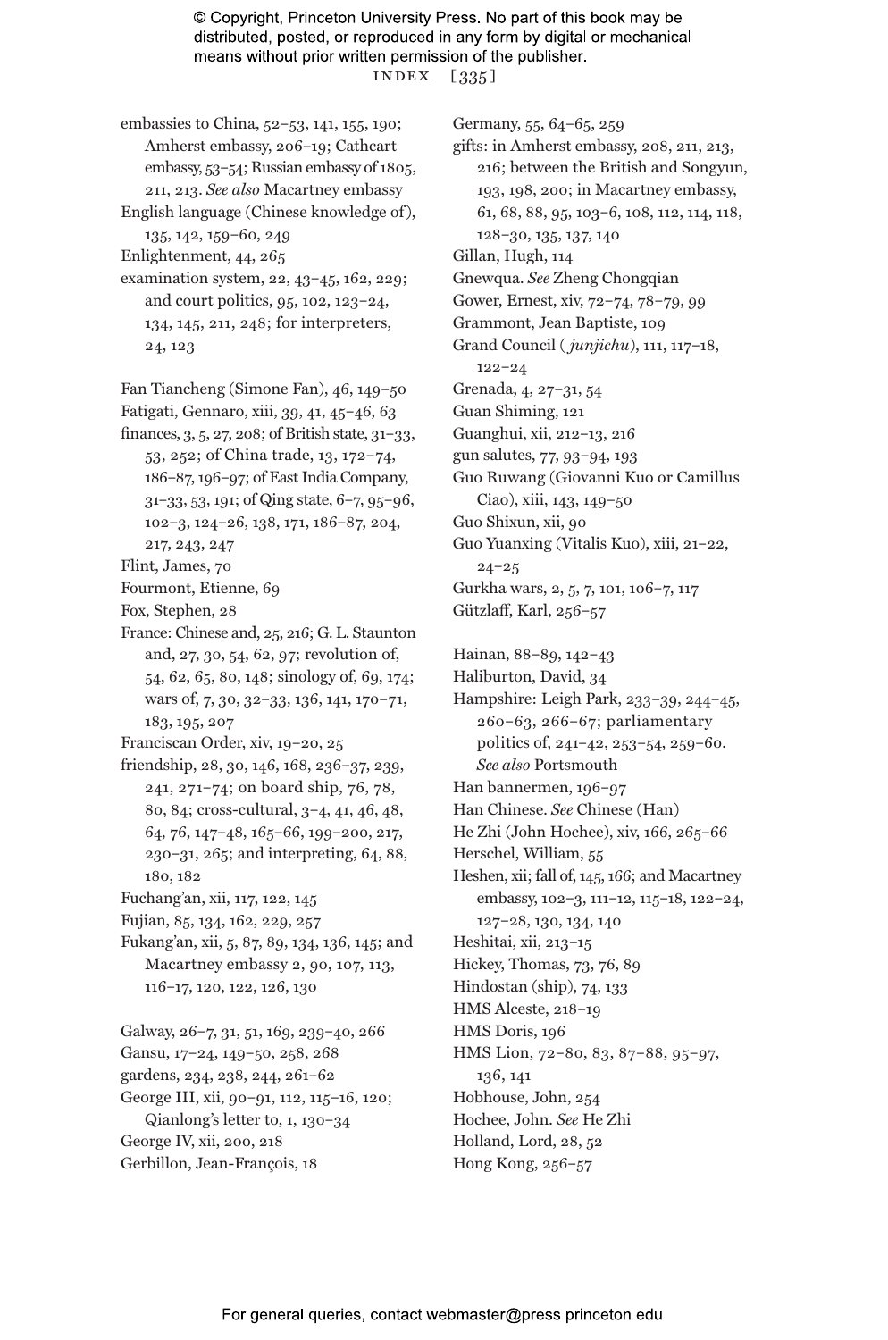embassies to China, 52–53, 141, 155, 190; Amherst embassy, 206–19; Cathcart embassy, 53–54; Russian embassy of 1805, 211, 213. *See also* Macartney embassy

English language (Chinese knowledge of), 135, 142, 159–60, 249

Enlightenment, 44, 265

examination system, 22, 43–45, 162, 229; and court politics, 95, 102, 123–24, 134, 145, 211, 248; for interpreters, 24, 123

Fan Tiancheng (Simone Fan), 46, 149–50

Fatigati, Gennaro, xiii, 39, 41, 45–46, 63

finances, 3, 5, 27, 208; of British state, 31–33, 53, 252; of China trade, 13, 172–74, 186–87, 196–97; of East India Company, 31–33, 53, 191; of Qing state, 6–7, 95–96, 102–3, 124–26, 138, 171, 186–87, 204, 217, 243, 247

Flint, James, 70

Fourmont, Etienne, 69

Fox, Stephen, 28

France: Chinese and, 25, 216; G. L. Staunton and, 27, 30, 54, 62, 97; revolution of, 54, 62, 65, 80, 148; sinology of, 69, 174; wars of, 7, 30, 32–33, 136, 141, 170–71, 183, 195, 207

Franciscan Order, xiv, 19–20, 25

friendship, 28, 30, 146, 168, 236–37, 239, 241, 271–74; on board ship, 76, 78, 80, 84; cross-cultural, 3–4, 41, 46, 48, 64, 76, 147–48, 165–66, 199–200, 217, 230–31, 265; and interpreting, 64, 88, 180, 182

Fuchang'an, xii, 117, 122, 145

Fujian, 85, 134, 162, 229, 257

Fukang'an, xii, 5, 87, 89, 134, 136, 145; and Macartney embassy 2, 90, 107, 113, 116–17, 120, 122, 126, 130

Galway, 26–7, 31, 51, 169, 239–40, 266

Gansu, 17–24, 149–50, 258, 268

gardens, 234, 238, 244, 261–62

George III, xii, 90–91, 112, 115–16, 120; Qianlong's letter to, 1, 130–34

George IV, xii, 200, 218

Gerbillon, Jean-François, 18

Germany, 55, 64–65, 259

gifts: in Amherst embassy, 208, 211, 213, 216; between the British and Songyun, 193, 198, 200; in Macartney embassy, 61, 68, 88, 95, 103–6, 108, 112, 114, 118, 128–30, 135, 137, 140

Gillan, Hugh, 114

Gnewqua. *See* Zheng Chongqian

Gower, Ernest, xiv, 72–74, 78–79, 99

Grammont, Jean Baptiste, 109

Grand Council ( *junjichu*), 111, 117–18, 122–24

Grenada, 4, 27–31, 54

Guan Shiming, 121

Guanghui, xii, 212–13, 216

gun salutes, 77, 93–94, 193

Guo Ruwang (Giovanni Kuo or Camillus Ciao), xiii, 143, 149–50

Guo Shixun, xii, 90

Guo Yuanxing (Vitalis Kuo), xiii, 21–22, 24–25

Gurkha wars, 2, 5, 7, 101, 106–7, 117

Gützlaff, Karl, 256–57

Hainan, 88–89, 142–43

Haliburton, David, 34

Hampshire: Leigh Park, 233–39, 244–45, 260–63, 266–67; parliamentary politics of, 241–42, 253–54, 259–60. *See also* Portsmouth

Han bannermen, 196–97

Han Chinese. *See* Chinese (Han)

He Zhi (John Hochee), xiv, 166, 265–66

Herschel, William, 55

Heshen, xii; fall of, 145, 166; and Macartney embassy, 102–3, 111–12, 115–18, 122–24, 127–28, 130, 134, 140

Heshitai, xii, 213–15

Hickey, Thomas, 73, 76, 89

Hindostan (ship), 74, 133

HMS Alceste, 218–19

HMS Doris, 196

HMS Lion, 72–80, 83, 87–88, 95–97, 136, 141

Hobhouse, John, 254

Hochee, John. *See* He Zhi

Holland, Lord, 28, 52

Hong Kong, 256–57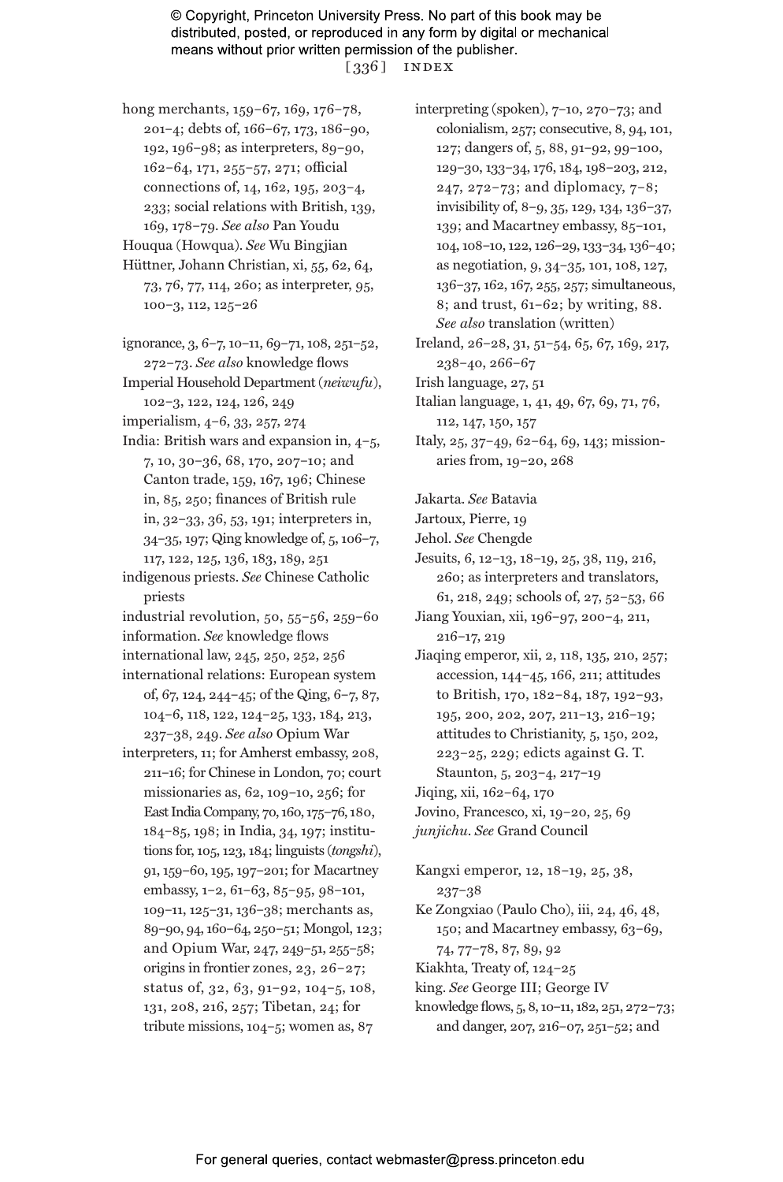hong merchants, 159–67, 169, 176–78, 201–4; debts of, 166–67, 173, 186–90, 192, 196–98; as interpreters, 89–90, 162–64, 171, 255–57, 271; official connections of, 14, 162, 195, 203–4, 233; social relations with British, 139, 169, 178–79. *See also* Pan Youdu

Houqua (Howqua). *See* Wu Bingjian

Hüttner, Johann Christian, xi, 55, 62, 64, 73, 76, 77, 114, 260; as interpreter, 95, 100–3, 112, 125–26

ignorance, 3, 6–7, 10–11, 69–71, 108, 251–52, 272–73. *See also* knowledge flows

Imperial Household Department (*neiwufu*), 102–3, 122, 124, 126, 249

imperialism, 4–6, 33, 257, 274

India: British wars and expansion in, 4–5, 7, 10, 30–36, 68, 170, 207–10; and Canton trade, 159, 167, 196; Chinese in, 85, 250; finances of British rule in, 32–33, 36, 53, 191; interpreters in, 34–35, 197; Qing knowledge of, 5, 106–7, 117, 122, 125, 136, 183, 189, 251

indigenous priests. *See* Chinese Catholic priests

industrial revolution, 50, 55–56, 259–60

information. *See* knowledge flows

international law, 245, 250, 252, 256

international relations: European system of, 67, 124, 244–45; of the Qing, 6–7, 87, 104–6, 118, 122, 124–25, 133, 184, 213, 237–38, 249. *See also* Opium War

interpreters, 11; for Amherst embassy, 208, 211–16; for Chinese in London, 70; court missionaries as, 62, 109–10, 256; for East India Company, 70, 160, 175–76, 180, 184–85, 198; in India, 34, 197; institutions for, 105, 123, 184; linguists (*tongshi*), 91, 159–60, 195, 197–201; for Macartney embassy, 1–2, 61–63, 85–95, 98–101, 109–11, 125–31, 136–38; merchants as, 89–90, 94, 160–64, 250–51; Mongol, 123; and Opium War, 247, 249–51, 255–58; origins in frontier zones, 23, 26–27; status of, 32, 63, 91–92, 104–5, 108, 131, 208, 216, 257; Tibetan, 24; for tribute missions, 104–5; women as, 87

interpreting (spoken), 7–10, 270–73; and colonialism, 257; consecutive, 8, 94, 101, 127; dangers of, 5, 88, 91–92, 99–100, 129–30, 133–34, 176, 184, 198–203, 212, 247, 272–73; and diplomacy, 7–8; invisibility of, 8–9, 35, 129, 134, 136–37, 139; and Macartney embassy, 85–101, 104, 108–10, 122, 126–29, 133–34, 136–40; as negotiation, 9, 34–35, 101, 108, 127, 136–37, 162, 167, 255, 257; simultaneous, 8; and trust, 61–62; by writing, 88. *See also* translation (written)

Ireland, 26–28, 31, 51–54, 65, 67, 169, 217, 238–40, 266–67

Irish language, 27, 51

Italian language, 1, 41, 49, 67, 69, 71, 76, 112, 147, 150, 157

Italy, 25, 37–49, 62–64, 69, 143; missionaries from, 19–20, 268

Jakarta. *See* Batavia

Jartoux, Pierre, 19

Jehol. *See* Chengde

Jesuits, 6, 12–13, 18–19, 25, 38, 119, 216, 260; as interpreters and translators, 61, 218, 249; schools of, 27, 52–53, 66

Jiang Youxian, xii, 196–97, 200–4, 211, 216–17, 219

Jiaqing emperor, xii, 2, 118, 135, 210, 257; accession, 144–45, 166, 211; attitudes to British, 170, 182–84, 187, 192–93, 195, 200, 202, 207, 211–13, 216–19; attitudes to Christianity, 5, 150, 202, 223–25, 229; edicts against G. T. Staunton, 5, 203–4, 217–19

Jiqing, xii, 162–64, 170

Jovino, Francesco, xi, 19–20, 25, 69

*junjichu*. *See* Grand Council

Kangxi emperor, 12, 18–19, 25, 38, 237–38

Ke Zongxiao (Paulo Cho), iii, 24, 46, 48, 150; and Macartney embassy, 63–69, 74, 77–78, 87, 89, 92

Kiakhta, Treaty of, 124–25

king. *See* George III; George IV

knowledge flows, 5, 8, 10–11, 182, 251, 272–73; and danger, 207, 216–07, 251–52; and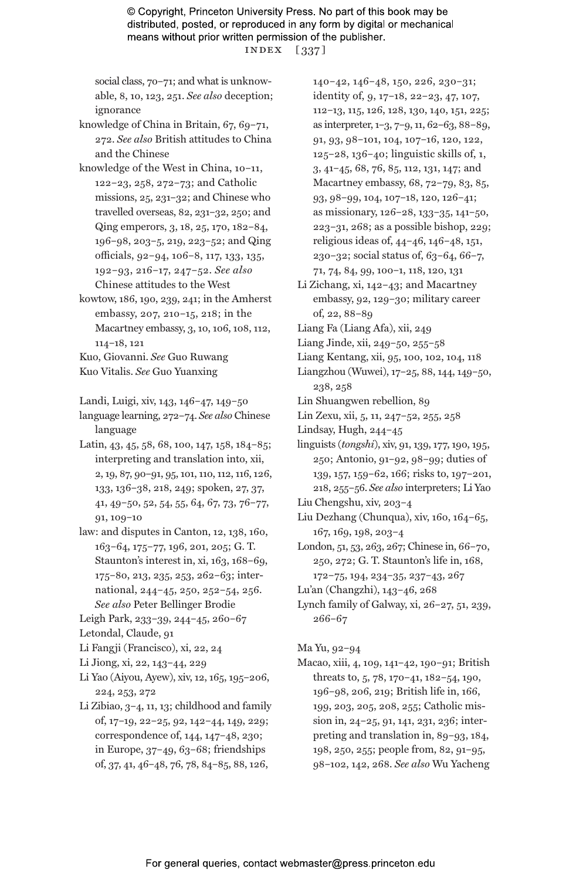social class, 70–71; and what is unknowable, 8, 10, 123, 251. *See also* deception; ignorance

knowledge of China in Britain, 67, 69–71, 272. *See also* British attitudes to China and the Chinese

knowledge of the West in China, 10–11, 122–23, 258, 272–73; and Catholic missions, 25, 231–32; and Chinese who travelled overseas, 82, 231–32, 250; and Qing emperors, 3, 18, 25, 170, 182–84, 196–98, 203–5, 219, 223–52; and Qing officials, 92–94, 106–8, 117, 133, 135, 192–93, 216–17, 247–52. *See also* Chinese attitudes to the West

kowtow, 186, 190, 239, 241; in the Amherst embassy, 207, 210–15, 218; in the Macartney embassy, 3, 10, 106, 108, 112, 114–18, 121

Kuo, Giovanni. *See* Guo Ruwang

Kuo Vitalis. *See* Guo Yuanxing

Landi, Luigi, xiv, 143, 146–47, 149–50

language learning, 272–74. *See also* Chinese language

Latin, 43, 45, 58, 68, 100, 147, 158, 184–85; interpreting and translation into, xii, 2, 19, 87, 90–91, 95, 101, 110, 112, 116, 126, 133, 136–38, 218, 249; spoken, 27, 37, 41, 49–50, 52, 54, 55, 64, 67, 73, 76–77, 91, 109–10

law: and disputes in Canton, 12, 138, 160, 163–64, 175–77, 196, 201, 205; G. T. Staunton's interest in, xi, 163, 168–69, 175–80, 213, 235, 253, 262–63; international, 244–45, 250, 252–54, 256. *See also* Peter Bellinger Brodie

Leigh Park, 233–39, 244–45, 260–67

Letondal, Claude, 91

Li Fangji (Francisco), xi, 22, 24

Li Jiong, xi, 22, 143–44, 229

Li Yao (Aiyou, Ayew), xiv, 12, 165, 195–206, 224, 253, 272

Li Zibiao, 3–4, 11, 13; childhood and family of, 17–19, 22–25, 92, 142–44, 149, 229; correspondence of, 144, 147–48, 230; in Europe, 37–49, 63–68; friendships of, 37, 41, 46–48, 76, 78, 84–85, 88, 126, 140–42, 146–48, 150, 226, 230–31; identity of, 9, 17–18, 22–23, 47, 107, 112–13, 115, 126, 128, 130, 140, 151, 225; as interpreter, 1–3, 7–9, 11, 62–63, 88–89, 91, 93, 98–101, 104, 107–16, 120, 122, 125–28, 136–40; linguistic skills of, 1, 3, 41–45, 68, 76, 85, 112, 131, 147; and Macartney embassy, 68, 72–79, 83, 85, 93, 98–99, 104, 107–18, 120, 126–41; as missionary, 126–28, 133–35, 141–50, 223–31, 268; as a possible bishop, 229; religious ideas of, 44–46, 146–48, 151, 230–32; social status of, 63–64, 66–7, 71, 74, 84, 99, 100–1, 118, 120, 131

Li Zichang, xi, 142–43; and Macartney embassy, 92, 129–30; military career of, 22, 88–89

Liang Fa (Liang Afa), xii, 249

Liang Jinde, xii, 249–50, 255–58

Liang Kentang, xii, 95, 100, 102, 104, 118

Liangzhou (Wuwei), 17–25, 88, 144, 149–50, 238, 258

Lin Shuangwen rebellion, 89

Lin Zexu, xii, 5, 11, 247–52, 255, 258

Lindsay, Hugh, 244–45

linguists (*tongshi*), xiv, 91, 139, 177, 190, 195, 250; Antonio, 91–92, 98–99; duties of 139, 157, 159–62, 166; risks to, 197–201, 218, 255–56. *See also* interpreters; Li Yao

Liu Chengshu, xiv, 203–4

Liu Dezhang (Chunqua), xiv, 160, 164–65, 167, 169, 198, 203–4

London, 51, 53, 263, 267; Chinese in, 66–70, 250, 272; G. T. Staunton's life in, 168, 172–75, 194, 234–35, 237–43, 267

Lu'an (Changzhi), 143–46, 268

Lynch family of Galway, xi, 26–27, 51, 239, 266–67

Ma Yu, 92–94

Macao, xiii, 4, 109, 141–42, 190–91; British threats to, 5, 78, 170–41, 182–54, 190, 196–98, 206, 219; British life in, 166, 199, 203, 205, 208, 255; Catholic mission in, 24–25, 91, 141, 231, 236; interpreting and translation in, 89–93, 184, 198, 250, 255; people from, 82, 91–95, 98–102, 142, 268. *See also* Wu Yacheng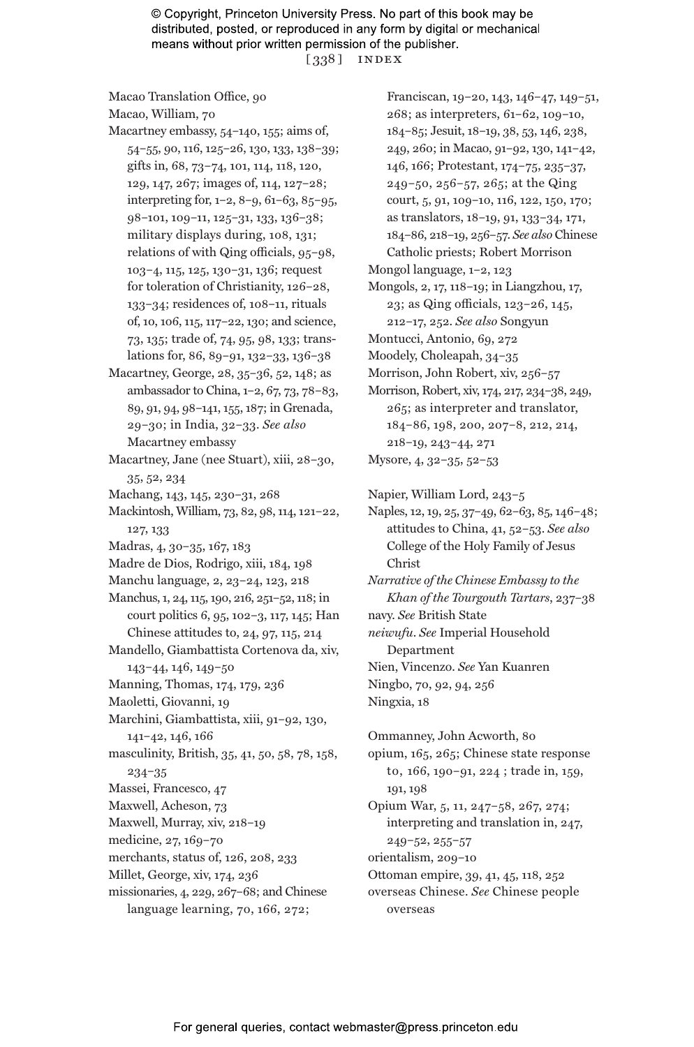Macao Translation Office, 90
Macao, William, 70
Macartney embassy, 54–140, 155; aims of, 54–55, 90, 116, 125–26, 130, 133, 138–39; gifts in, 68, 73–74, 101, 114, 118, 120, 129, 147, 267; images of, 114, 127–28; interpreting for, 1–2, 8–9, 61–63, 85–95, 98–101, 109–11, 125–31, 133, 136–38; military displays during, 108, 131; relations of with Qing officials, 95–98, 103–4, 115, 125, 130–31, 136; request for toleration of Christianity, 126–28, 133–34; residences of, 108–11, rituals of, 10, 106, 115, 117–22, 130; and science, 73, 135; trade of, 74, 95, 98, 133; translations for, 86, 89–91, 132–33, 136–38
Macartney, George, 28, 35–36, 52, 148; as ambassador to China, 1–2, 67, 73, 78–83, 89, 91, 94, 98–141, 155, 187; in Grenada, 29–30; in India, 32–33. *See also* Macartney embassy
Macartney, Jane (nee Stuart), xiii, 28–30, 35, 52, 234
Machang, 143, 145, 230–31, 268
Mackintosh, William, 73, 82, 98, 114, 121–22, 127, 133
Madras, 4, 30–35, 167, 183
Madre de Dios, Rodrigo, xiii, 184, 198
Manchu language, 2, 23–24, 123, 218
Manchus, 1, 24, 115, 190, 216, 251–52, 118; in court politics 6, 95, 102–3, 117, 145; Han Chinese attitudes to, 24, 97, 115, 214
Mandello, Giambattista Cortenova da, xiv, 143–44, 146, 149–50
Manning, Thomas, 174, 179, 236
Maoletti, Giovanni, 19
Marchini, Giambattista, xiii, 91–92, 130, 141–42, 146, 166
masculinity, British, 35, 41, 50, 58, 78, 158, 234–35
Massei, Francesco, 47
Maxwell, Acheson, 73
Maxwell, Murray, xiv, 218–19
medicine, 27, 169–70
merchants, status of, 126, 208, 233
Millet, George, xiv, 174, 236
missionaries, 4, 229, 267–68; and Chinese language learning, 70, 166, 272; Franciscan, 19–20, 143, 146–47, 149–51, 268; as interpreters, 61–62, 109–10, 184–85; Jesuit, 18–19, 38, 53, 146, 238, 249, 260; in Macao, 91–92, 130, 141–42, 146, 166; Protestant, 174–75, 235–37, 249–50, 256–57, 265; at the Qing court, 5, 91, 109–10, 116, 122, 150, 170; as translators, 18–19, 91, 133–34, 171, 184–86, 218–19, 256–57. *See also* Chinese Catholic priests; Robert Morrison
Mongol language, 1–2, 123
Mongols, 2, 17, 118–19; in Liangzhou, 17, 23; as Qing officials, 123–26, 145, 212–17, 252. *See also* Songyun
Montucci, Antonio, 69, 272
Moodely, Choleapah, 34–35
Morrison, John Robert, xiv, 256–57
Morrison, Robert, xiv, 174, 217, 234–38, 249, 265; as interpreter and translator, 184–86, 198, 200, 207–8, 212, 214, 218–19, 243–44, 271
Mysore, 4, 32–35, 52–53

Napier, William Lord, 243–5
Naples, 12, 19, 25, 37–49, 62–63, 85, 146–48; attitudes to China, 41, 52–53. *See also* College of the Holy Family of Jesus Christ
*Narrative of the Chinese Embassy to the Khan of the Tourgouth Tartars*, 237–38
navy. *See* British State
*neiwufu*. *See* Imperial Household Department
Nien, Vincenzo. *See* Yan Kuanren
Ningbo, 70, 92, 94, 256
Ningxia, 18

Ommanney, John Acworth, 80
opium, 165, 265; Chinese state response to, 166, 190–91, 224 ; trade in, 159, 191, 198
Opium War, 5, 11, 247–58, 267, 274; interpreting and translation in, 247, 249–52, 255–57
orientalism, 209–10
Ottoman empire, 39, 41, 45, 118, 252
overseas Chinese. *See* Chinese people overseas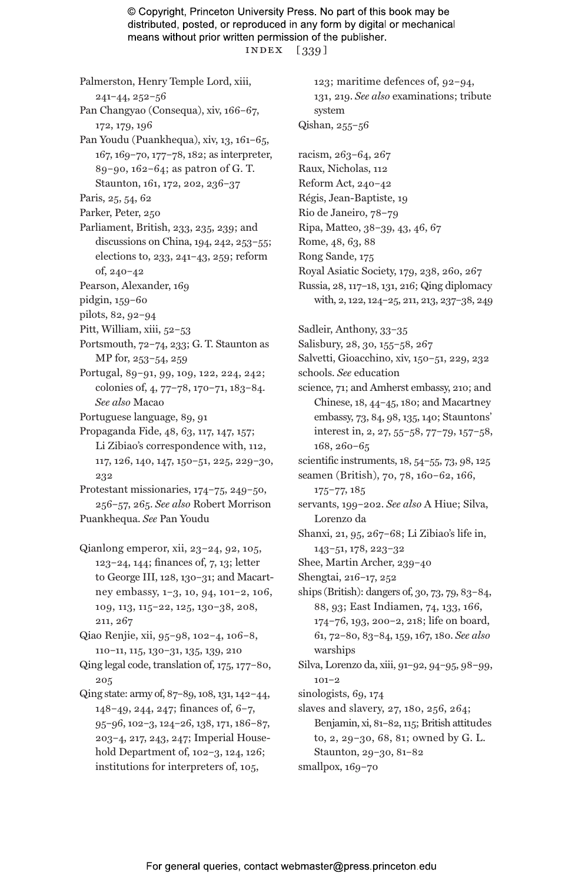Palmerston, Henry Temple Lord, xiii, 241–44, 252–56

Pan Changyao (Consequa), xiv, 166–67, 172, 179, 196

Pan Youdu (Puankhequa), xiv, 13, 161–65, 167, 169–70, 177–78, 182; as interpreter, 89–90, 162–64; as patron of G. T. Staunton, 161, 172, 202, 236–37

Paris, 25, 54, 62

Parker, Peter, 250

Parliament, British, 233, 235, 239; and discussions on China, 194, 242, 253–55; elections to, 233, 241–43, 259; reform of, 240–42

Pearson, Alexander, 169

pidgin, 159–60

pilots, 82, 92–94

Pitt, William, xiii, 52–53

Portsmouth, 72–74, 233; G. T. Staunton as MP for, 253–54, 259

Portugal, 89–91, 99, 109, 122, 224, 242; colonies of, 4, 77–78, 170–71, 183–84. *See also* Macao

Portuguese language, 89, 91

Propaganda Fide, 48, 63, 117, 147, 157; Li Zibiao's correspondence with, 112, 117, 126, 140, 147, 150–51, 225, 229–30, 232

Protestant missionaries, 174–75, 249–50, 256–57, 265. *See also* Robert Morrison

Puankhequa. *See* Pan Youdu

Qianlong emperor, xii, 23–24, 92, 105, 123–24, 144; finances of, 7, 13; letter to George III, 128, 130–31; and Macartney embassy, 1–3, 10, 94, 101–2, 106, 109, 113, 115–22, 125, 130–38, 208, 211, 267

Qiao Renjie, xii, 95–98, 102–4, 106–8, 110–11, 115, 130–31, 135, 139, 210

Qing legal code, translation of, 175, 177–80, 205

Qing state: army of, 87–89, 108, 131, 142–44, 148–49, 244, 247; finances of, 6–7, 95–96, 102–3, 124–26, 138, 171, 186–87, 203–4, 217, 243, 247; Imperial Household Department of, 102–3, 124, 126; institutions for interpreters of, 105, 123; maritime defences of, 92–94, 131, 219. *See also* examinations; tribute system

Qishan, 255–56

racism, 263–64, 267

Raux, Nicholas, 112

Reform Act, 240–42

Régis, Jean-Baptiste, 19

Rio de Janeiro, 78–79

Ripa, Matteo, 38–39, 43, 46, 67

Rome, 48, 63, 88

Rong Sande, 175

Royal Asiatic Society, 179, 238, 260, 267

Russia, 28, 117–18, 131, 216; Qing diplomacy with, 2, 122, 124–25, 211, 213, 237–38, 249

Sadleir, Anthony, 33–35

Salisbury, 28, 30, 155–58, 267

Salvetti, Gioacchino, xiv, 150–51, 229, 232

schools. *See* education

science, 71; and Amherst embassy, 210; and Chinese, 18, 44–45, 180; and Macartney embassy, 73, 84, 98, 135, 140; Stauntons' interest in, 2, 27, 55–58, 77–79, 157–58, 168, 260–65

scientific instruments, 18, 54–55, 73, 98, 125

seamen (British), 70, 78, 160–62, 166, 175–77, 185

servants, 199–202. *See also* A Hiue; Silva, Lorenzo da

Shanxi, 21, 95, 267–68; Li Zibiao's life in, 143–51, 178, 223–32

Shee, Martin Archer, 239–40

Shengtai, 216–17, 252

ships (British): dangers of, 30, 73, 79, 83–84, 88, 93; East Indiamen, 74, 133, 166, 174–76, 193, 200–2, 218; life on board, 61, 72–80, 83–84, 159, 167, 180. *See also* warships

Silva, Lorenzo da, xiii, 91–92, 94–95, 98–99, 101–2

sinologists, 69, 174

slaves and slavery, 27, 180, 256, 264; Benjamin, xi, 81–82, 115; British attitudes to, 2, 29–30, 68, 81; owned by G. L. Staunton, 29–30, 81–82

smallpox, 169–70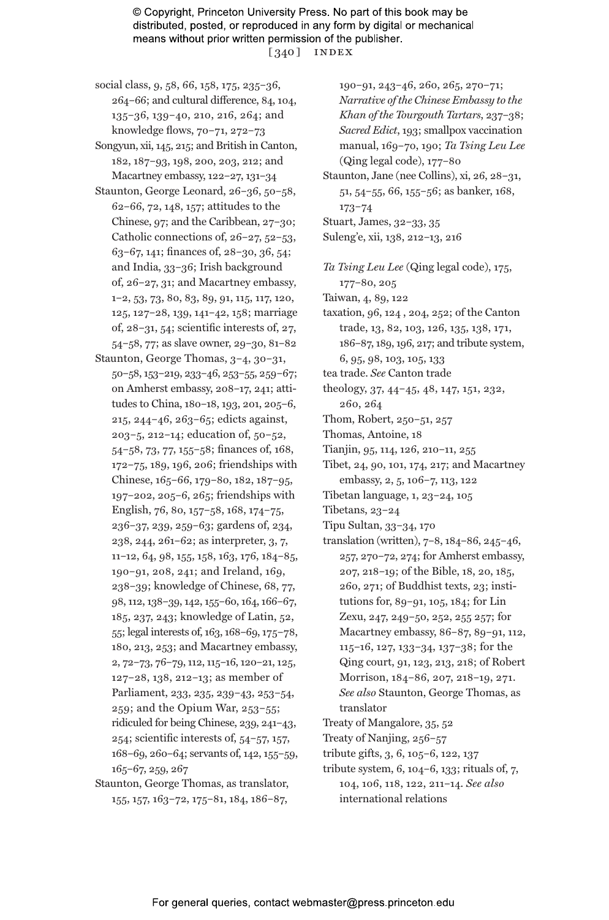social class, 9, 58, 66, 158, 175, 235–36, 264–66; and cultural difference, 84, 104, 135–36, 139–40, 210, 216, 264; and knowledge flows, 70–71, 272–73

Songyun, xii, 145, 215; and British in Canton, 182, 187–93, 198, 200, 203, 212; and Macartney embassy, 122–27, 131–34

Staunton, George Leonard, 26–36, 50–58, 62–66, 72, 148, 157; attitudes to the Chinese, 97; and the Caribbean, 27–30; Catholic connections of, 26–27, 52–53, 63–67, 141; finances of, 28–30, 36, 54; and India, 33–36; Irish background of, 26–27, 31; and Macartney embassy, 1–2, 53, 73, 80, 83, 89, 91, 115, 117, 120, 125, 127–28, 139, 141–42, 158; marriage of, 28–31, 54; scientific interests of, 27, 54–58, 77; as slave owner, 29–30, 81–82

Staunton, George Thomas, 3–4, 30–31, 50–58, 153–219, 233–46, 253–55, 259–67; on Amherst embassy, 208–17, 241; attitudes to China, 180–18, 193, 201, 205–6, 215, 244–46, 263–65; edicts against, 203–5, 212–14; education of, 50–52, 54–58, 73, 77, 155–58; finances of, 168, 172–75, 189, 196, 206; friendships with Chinese, 165–66, 179–80, 182, 187–95, 197–202, 205–6, 265; friendships with English, 76, 80, 157–58, 168, 174–75, 236–37, 239, 259–63; gardens of, 234, 238, 244, 261–62; as interpreter, 3, 7, 11–12, 64, 98, 155, 158, 163, 176, 184–85, 190–91, 208, 241; and Ireland, 169, 238–39; knowledge of Chinese, 68, 77, 98, 112, 138–39, 142, 155–60, 164, 166–67, 185, 237, 243; knowledge of Latin, 52, 55; legal interests of, 163, 168–69, 175–78, 180, 213, 253; and Macartney embassy, 2, 72–73, 76–79, 112, 115–16, 120–21, 125, 127–28, 138, 212–13; as member of Parliament, 233, 235, 239–43, 253–54, 259; and the Opium War, 253–55; ridiculed for being Chinese, 239, 241–43, 254; scientific interests of, 54–57, 157, 168–69, 260–64; servants of, 142, 155–59, 165–67, 259, 267

Staunton, George Thomas, as translator, 155, 157, 163–72, 175–81, 184, 186–87, 190–91, 243–46, 260, 265, 270–71; *Narrative of the Chinese Embassy to the Khan of the Tourgouth Tartars*, 237–38; *Sacred Edict*, 193; smallpox vaccination manual, 169–70, 190; *Ta Tsing Leu Lee* (Qing legal code), 177–80

Staunton, Jane (nee Collins), xi, 26, 28–31, 51, 54–55, 66, 155–56; as banker, 168, 173–74

Stuart, James, 32–33, 35

Suleng'e, xii, 138, 212–13, 216

*Ta Tsing Leu Lee* (Qing legal code), 175, 177–80, 205

Taiwan, 4, 89, 122

taxation, 96, 124 , 204, 252; of the Canton trade, 13, 82, 103, 126, 135, 138, 171, 186–87, 189, 196, 217; and tribute system, 6, 95, 98, 103, 105, 133

tea trade. *See* Canton trade

theology, 37, 44–45, 48, 147, 151, 232, 260, 264

Thom, Robert, 250–51, 257

Thomas, Antoine, 18

Tianjin, 95, 114, 126, 210–11, 255

Tibet, 24, 90, 101, 174, 217; and Macartney embassy, 2, 5, 106–7, 113, 122

Tibetan language, 1, 23–24, 105

Tibetans, 23–24

Tipu Sultan, 33–34, 170

translation (written), 7–8, 184–86, 245–46, 257, 270–72, 274; for Amherst embassy, 207, 218–19; of the Bible, 18, 20, 185, 260, 271; of Buddhist texts, 23; institutions for, 89–91, 105, 184; for Lin Zexu, 247, 249–50, 252, 255 257; for Macartney embassy, 86–87, 89–91, 112, 115–16, 127, 133–34, 137–38; for the Qing court, 91, 123, 213, 218; of Robert Morrison, 184–86, 207, 218–19, 271. *See also* Staunton, George Thomas, as translator

Treaty of Mangalore, 35, 52

Treaty of Nanjing, 256–57

tribute gifts, 3, 6, 105–6, 122, 137

tribute system, 6, 104–6, 133; rituals of, 7, 104, 106, 118, 122, 211–14. *See also* international relations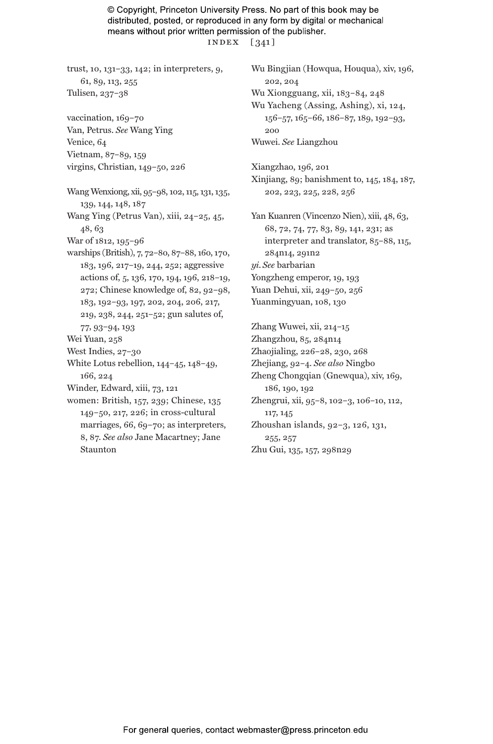trust, 10, 131–33, 142; in interpreters, 9, 61, 89, 113, 255
Tulisen, 237–38

vaccination, 169–70
Van, Petrus. *See* Wang Ying
Venice, 64
Vietnam, 87–89, 159
virgins, Christian, 149–50, 226

Wang Wenxiong, xii, 95–98, 102, 115, 131, 135, 139, 144, 148, 187
Wang Ying (Petrus Van), xiii, 24–25, 45, 48, 63
War of 1812, 195–96
warships (British), 7, 72–80, 87–88, 160, 170, 183, 196, 217–19, 244, 252; aggressive actions of, 5, 136, 170, 194, 196, 218–19, 272; Chinese knowledge of, 82, 92–98, 183, 192–93, 197, 202, 204, 206, 217, 219, 238, 244, 251–52; gun salutes of, 77, 93–94, 193
Wei Yuan, 258
West Indies, 27–30
White Lotus rebellion, 144–45, 148–49, 166, 224
Winder, Edward, xiii, 73, 121
women: British, 157, 239; Chinese, 135 149–50, 217, 226; in cross-cultural marriages, 66, 69–70; as interpreters, 8, 87. *See also* Jane Macartney; Jane Staunton

Wu Bingjian (Howqua, Houqua), xiv, 196, 202, 204
Wu Xiongguang, xii, 183–84, 248
Wu Yacheng (Assing, Ashing), xi, 124, 156–57, 165–66, 186–87, 189, 192–93, 200
Wuwei. *See* Liangzhou

Xiangzhao, 196, 201
Xinjiang, 89; banishment to, 145, 184, 187, 202, 223, 225, 228, 256

Yan Kuanren (Vincenzo Nien), xiii, 48, 63, 68, 72, 74, 77, 83, 89, 141, 231; as interpreter and translator, 85–88, 115, 284n14, 291n2
*yi*. *See* barbarian
Yongzheng emperor, 19, 193
Yuan Dehui, xii, 249–50, 256
Yuanmingyuan, 108, 130

Zhang Wuwei, xii, 214–15
Zhangzhou, 85, 284n14
Zhaojialing, 226–28, 230, 268
Zhejiang, 92–4. *See also* Ningbo
Zheng Chongqian (Gnewqua), xiv, 169, 186, 190, 192
Zhengrui, xii, 95–8, 102–3, 106–10, 112, 117, 145
Zhoushan islands, 92–3, 126, 131, 255, 257
Zhu Gui, 135, 157, 298n29